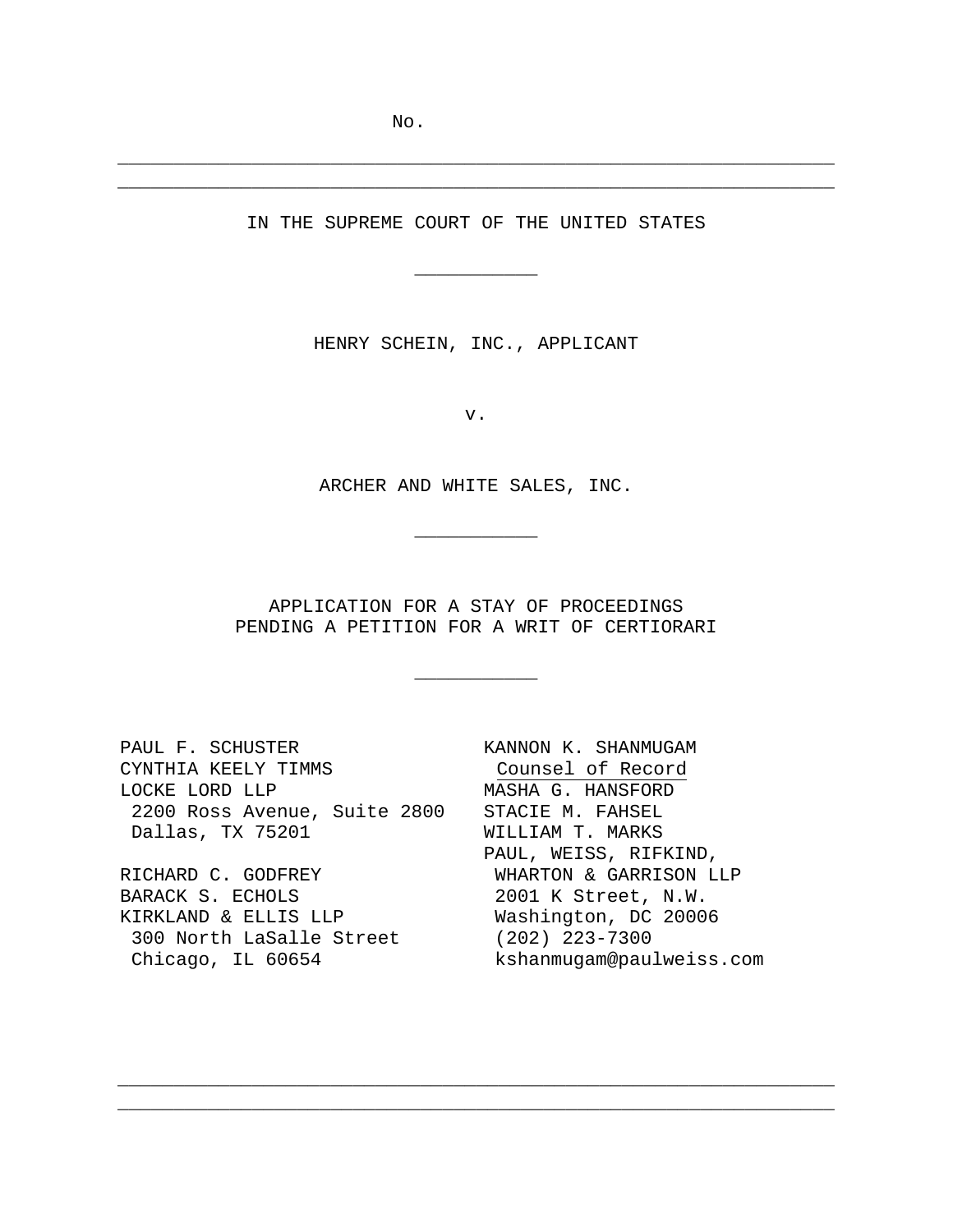No.

---

IN THE SUPREME COURT OF THE UNITED STATES

---

HENRY SCHEIN, INC., APPLICANT

v.

ARCHER AND WHITE SALES, INC.

---

APPLICATION FOR A STAY OF PROCEEDINGS
PENDING A PETITION FOR A WRIT OF CERTIORARI

---

KANNON K. SHANMUGAM
Counsel of Record
MASHA G. HANSFORD
STACIE M. FAHSEL
WILLIAM T. MARKS
PAUL, WEISS, RIFKIND,
WHARTON & GARRISON LLP
2001 K Street, N.W.
Washington, DC 20006
(202) 223-7300
kshanmugam@paulweiss.com

PAUL F. SCHUSTER
CYNTHIA KEELY TIMMS
LOCKE LORD LLP
2200 Ross Avenue, Suite 2800
Dallas, TX 75201

RICHARD C. GODFREY
BARACK S. ECHOLS
KIRKLAND & ELLIS LLP
300 North LaSalle Street
Chicago, IL 60654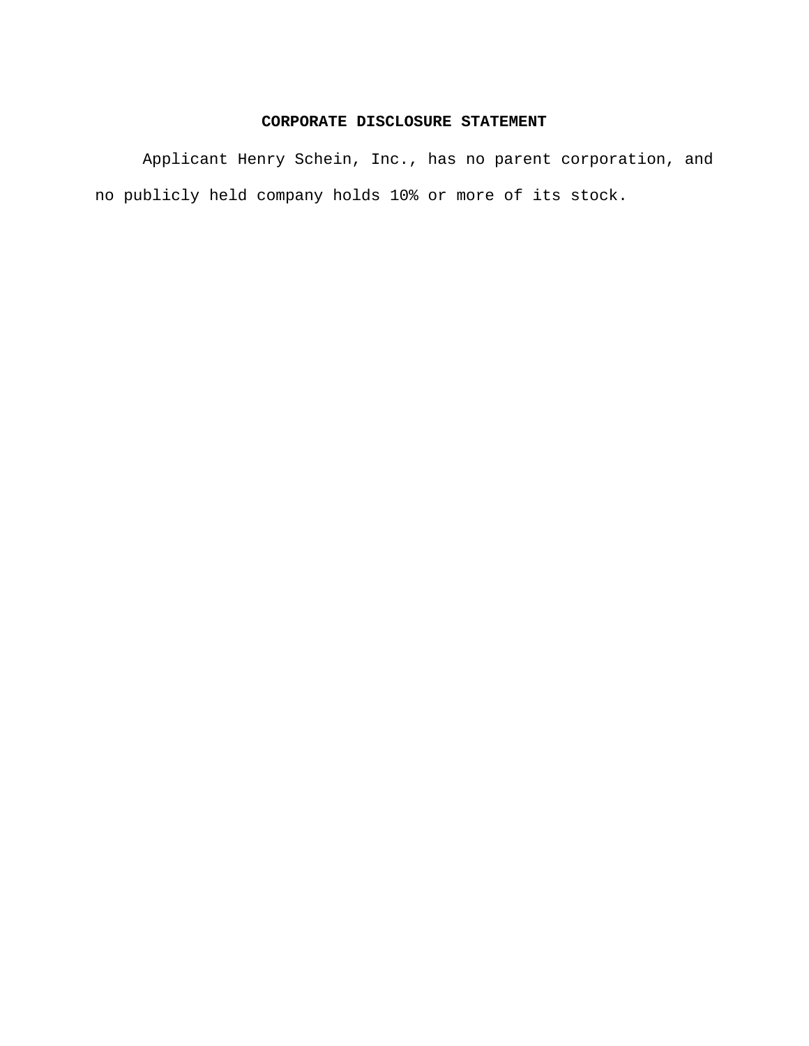# CORPORATE DISCLOSURE STATEMENT

Applicant Henry Schein, Inc., has no parent corporation, and no publicly held company holds 10% or more of its stock.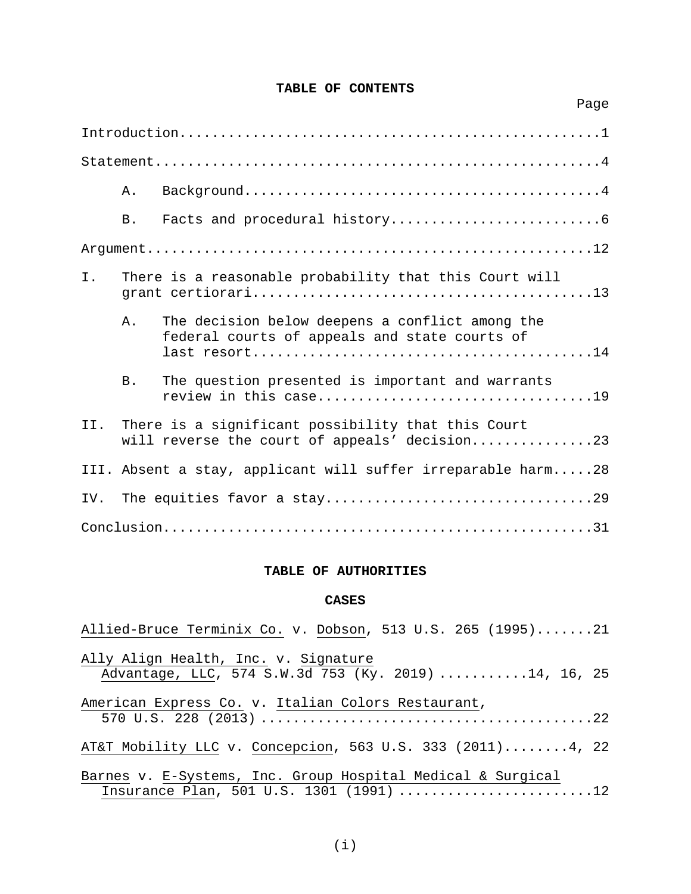## TABLE OF CONTENTS

Page

Introduction....................................................1

Statement.......................................................4

- A. Background.............................................4
- B. Facts and procedural history...........................6

Argument.......................................................12

I. There is a reasonable probability that this Court will grant certiorari..........................................13

- A. The decision below deepens a conflict among the federal courts of appeals and state courts of last resort..........................................14
- B. The question presented is important and warrants review in this case..................................19

II. There is a significant possibility that this Court will reverse the court of appeals' decision...............23

III. Absent a stay, applicant will suffer irreparable harm.....28

IV. The equities favor a stay.................................29

Conclusion.....................................................31

## TABLE OF AUTHORITIES

### CASES

Allied-Bruce Terminix Co. v. Dobson, 513 U.S. 265 (1995).......21

Ally Align Health, Inc. v. Signature Advantage, LLC, 574 S.W.3d 753 (Ky. 2019) ...........14, 16, 25

American Express Co. v. Italian Colors Restaurant, 570 U.S. 228 (2013) ..........................................22

AT&T Mobility LLC v. Concepcion, 563 U.S. 333 (2011)........4, 22

Barnes v. E-Systems, Inc. Group Hospital Medical & Surgical Insurance Plan, 501 U.S. 1301 (1991) ........................12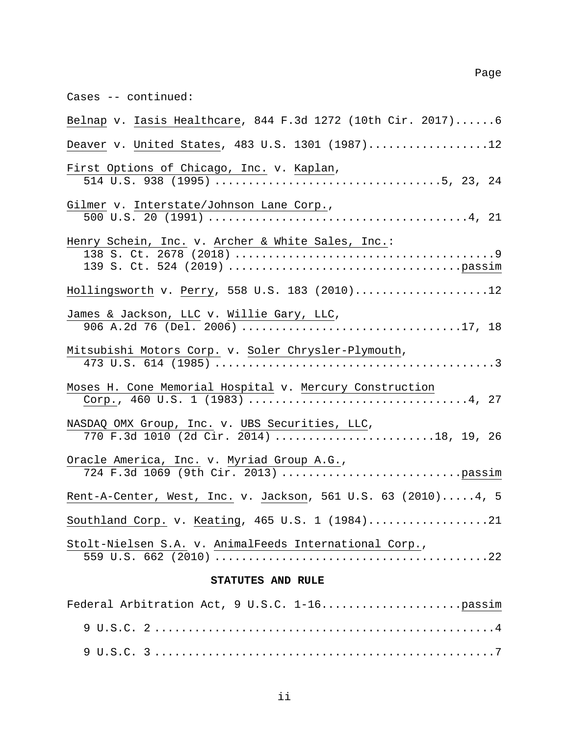Page

Cases -- continued:

Belnap v. Iasis Healthcare, 844 F.3d 1272 (10th Cir. 2017)......6

Deaver v. United States, 483 U.S. 1301 (1987)..................12

First Options of Chicago, Inc. v. Kaplan, 514 U.S. 938 (1995)................................5, 23, 24

Gilmer v. Interstate/Johnson Lane Corp., 500 U.S. 20 (1991).....................................4, 21

Henry Schein, Inc. v. Archer & White Sales, Inc.:
- 138 S. Ct. 2678 (2018).....................................9
- 139 S. Ct. 524 (2019).................................passim

Hollingsworth v. Perry, 558 U.S. 183 (2010)....................12

James & Jackson, LLC v. Willie Gary, LLC, 906 A.2d 76 (Del. 2006)................................17, 18

Mitsubishi Motors Corp. v. Soler Chrysler-Plymouth, 473 U.S. 614 (1985)..........................................3

Moses H. Cone Memorial Hospital v. Mercury Construction Corp., 460 U.S. 1 (1983)................................4, 27

NASDAQ OMX Group, Inc. v. UBS Securities, LLC, 770 F.3d 1010 (2d Cir. 2014)........................18, 19, 26

Oracle America, Inc. v. Myriad Group A.G., 724 F.3d 1069 (9th Cir. 2013)..........................passim

Rent-A-Center, West, Inc. v. Jackson, 561 U.S. 63 (2010).....4, 5

Southland Corp. v. Keating, 465 U.S. 1 (1984)..................21

Stolt-Nielsen S.A. v. AnimalFeeds International Corp., 559 U.S. 662 (2010)........................................22

**STATUTES AND RULE**

Federal Arbitration Act, 9 U.S.C. 1-16....................passim

- 9 U.S.C. 2..................................................4
- 9 U.S.C. 3..................................................7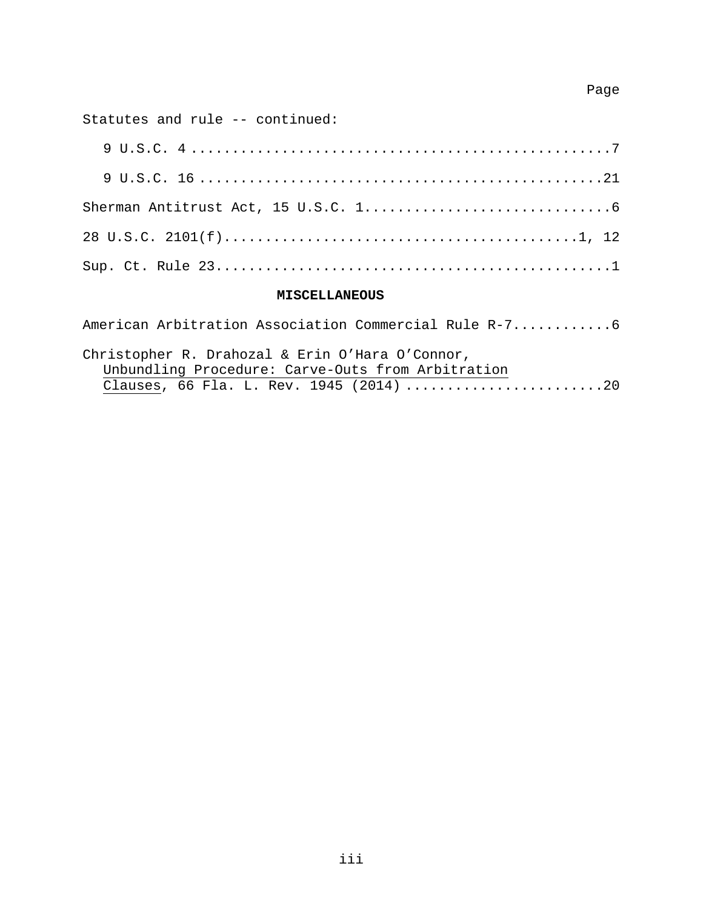Page

Statutes and rule -- continued:

9 U.S.C. 4 ....................................................7

9 U.S.C. 16 ..................................................21

Sherman Antitrust Act, 15 U.S.C. 1..............................6

28 U.S.C. 2101(f)...........................................1, 12

Sup. Ct. Rule 23................................................1

**MISCELLANEOUS**

American Arbitration Association Commercial Rule R-7............6

Christopher R. Drahozal & Erin O'Hara O'Connor, Unbundling Procedure: Carve-Outs from Arbitration Clauses, 66 Fla. L. Rev. 1945 (2014) ........................20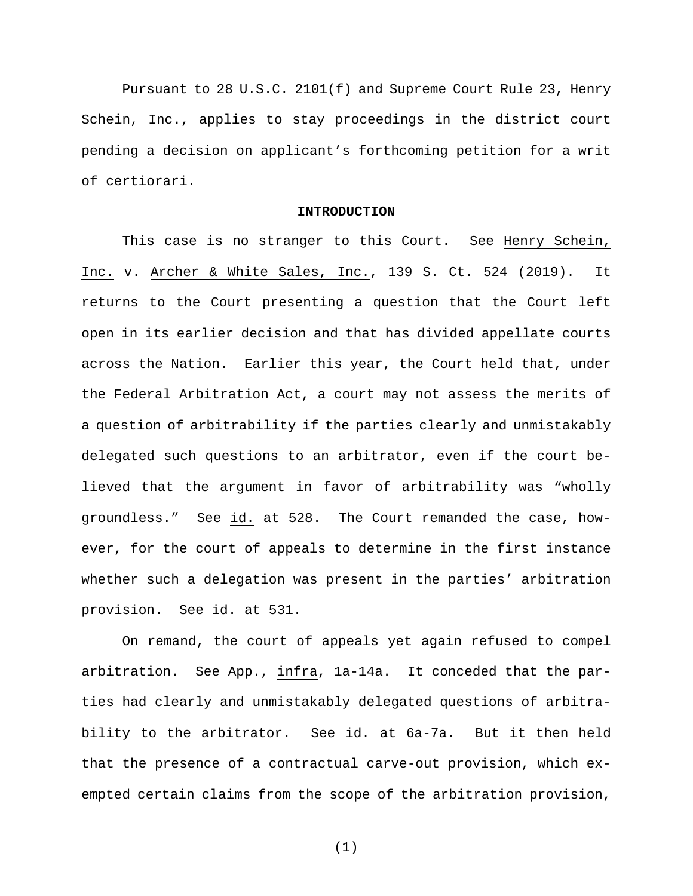Pursuant to 28 U.S.C. 2101(f) and Supreme Court Rule 23, Henry Schein, Inc., applies to stay proceedings in the district court pending a decision on applicant's forthcoming petition for a writ of certiorari.

## INTRODUCTION

This case is no stranger to this Court. See Henry Schein, Inc. v. Archer & White Sales, Inc., 139 S. Ct. 524 (2019). It returns to the Court presenting a question that the Court left open in its earlier decision and that has divided appellate courts across the Nation. Earlier this year, the Court held that, under the Federal Arbitration Act, a court may not assess the merits of a question of arbitrability if the parties clearly and unmistakably delegated such questions to an arbitrator, even if the court believed that the argument in favor of arbitrability was "wholly groundless." See id. at 528. The Court remanded the case, however, for the court of appeals to determine in the first instance whether such a delegation was present in the parties' arbitration provision. See id. at 531.

On remand, the court of appeals yet again refused to compel arbitration. See App., infra, 1a-14a. It conceded that the parties had clearly and unmistakably delegated questions of arbitrability to the arbitrator. See id. at 6a-7a. But it then held that the presence of a contractual carve-out provision, which exempted certain claims from the scope of the arbitration provision,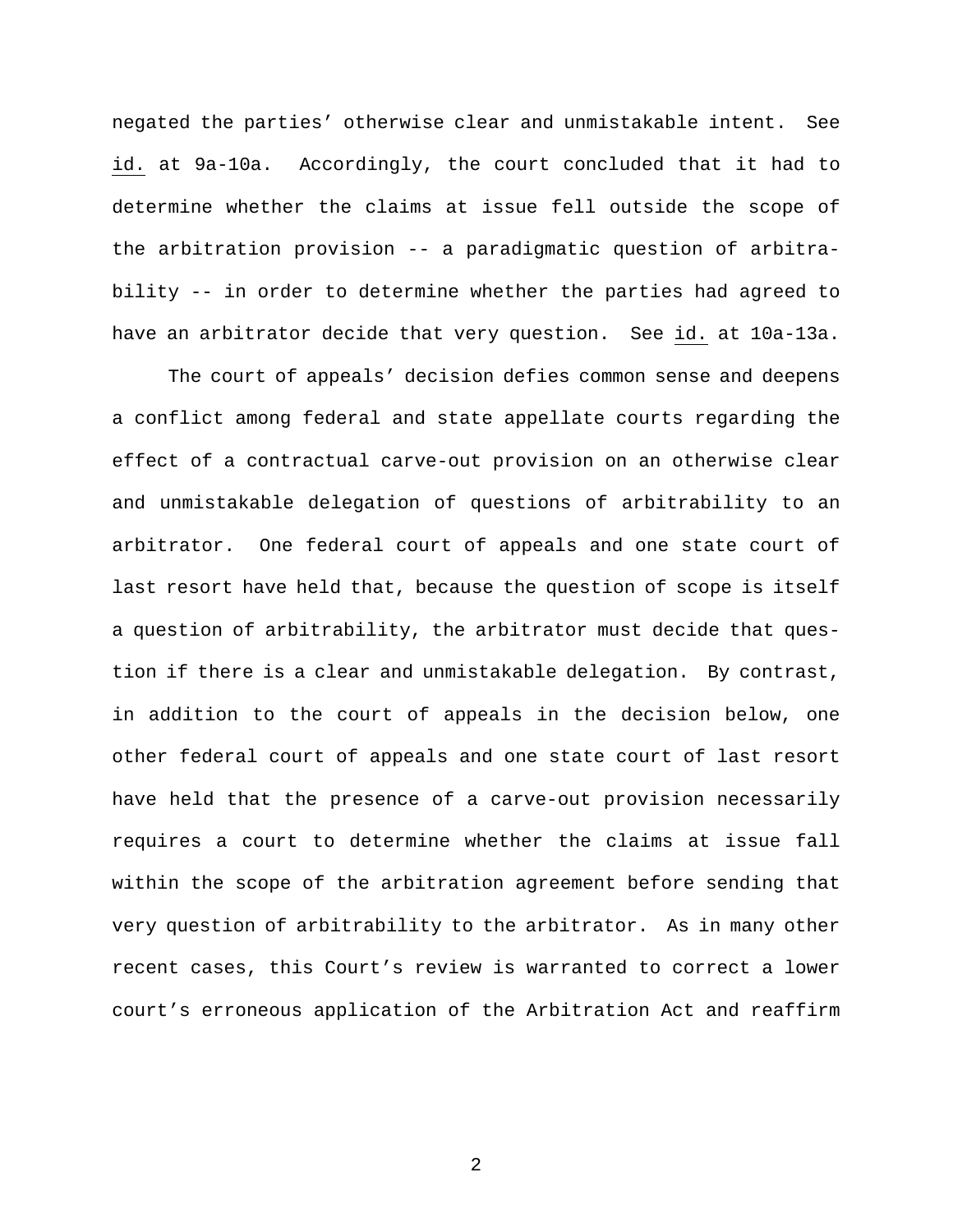negated the parties' otherwise clear and unmistakable intent. See id. at 9a-10a. Accordingly, the court concluded that it had to determine whether the claims at issue fell outside the scope of the arbitration provision -- a paradigmatic question of arbitrability -- in order to determine whether the parties had agreed to have an arbitrator decide that very question. See id. at 10a-13a.

The court of appeals' decision defies common sense and deepens a conflict among federal and state appellate courts regarding the effect of a contractual carve-out provision on an otherwise clear and unmistakable delegation of questions of arbitrability to an arbitrator. One federal court of appeals and one state court of last resort have held that, because the question of scope is itself a question of arbitrability, the arbitrator must decide that question if there is a clear and unmistakable delegation. By contrast, in addition to the court of appeals in the decision below, one other federal court of appeals and one state court of last resort have held that the presence of a carve-out provision necessarily requires a court to determine whether the claims at issue fall within the scope of the arbitration agreement before sending that very question of arbitrability to the arbitrator. As in many other recent cases, this Court's review is warranted to correct a lower court's erroneous application of the Arbitration Act and reaffirm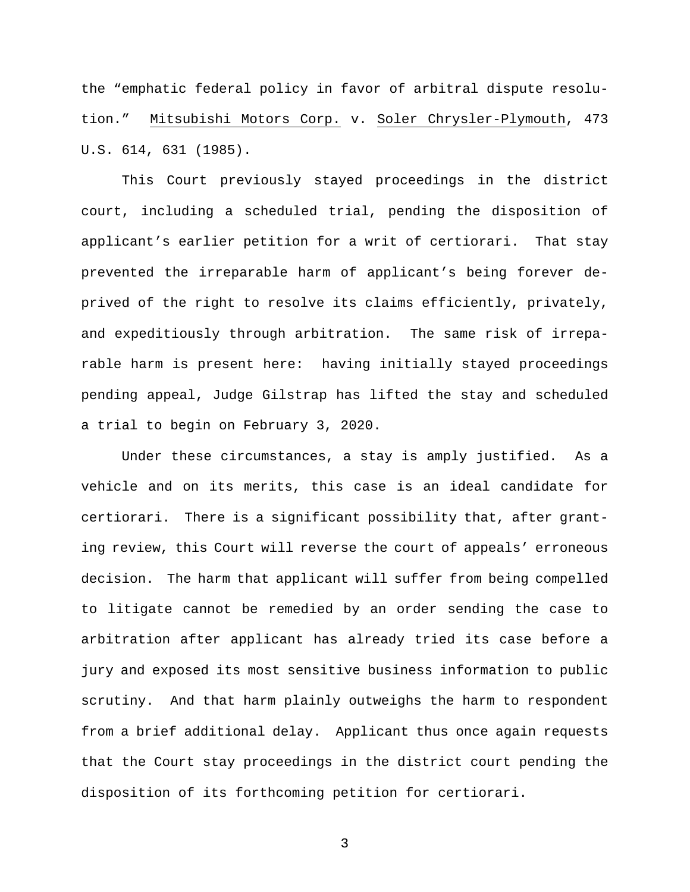the "emphatic federal policy in favor of arbitral dispute resolution." Mitsubishi Motors Corp. v. Soler Chrysler-Plymouth, 473 U.S. 614, 631 (1985).

This Court previously stayed proceedings in the district court, including a scheduled trial, pending the disposition of applicant's earlier petition for a writ of certiorari. That stay prevented the irreparable harm of applicant's being forever deprived of the right to resolve its claims efficiently, privately, and expeditiously through arbitration. The same risk of irreparable harm is present here: having initially stayed proceedings pending appeal, Judge Gilstrap has lifted the stay and scheduled a trial to begin on February 3, 2020.

Under these circumstances, a stay is amply justified. As a vehicle and on its merits, this case is an ideal candidate for certiorari. There is a significant possibility that, after granting review, this Court will reverse the court of appeals' erroneous decision. The harm that applicant will suffer from being compelled to litigate cannot be remedied by an order sending the case to arbitration after applicant has already tried its case before a jury and exposed its most sensitive business information to public scrutiny. And that harm plainly outweighs the harm to respondent from a brief additional delay. Applicant thus once again requests that the Court stay proceedings in the district court pending the disposition of its forthcoming petition for certiorari.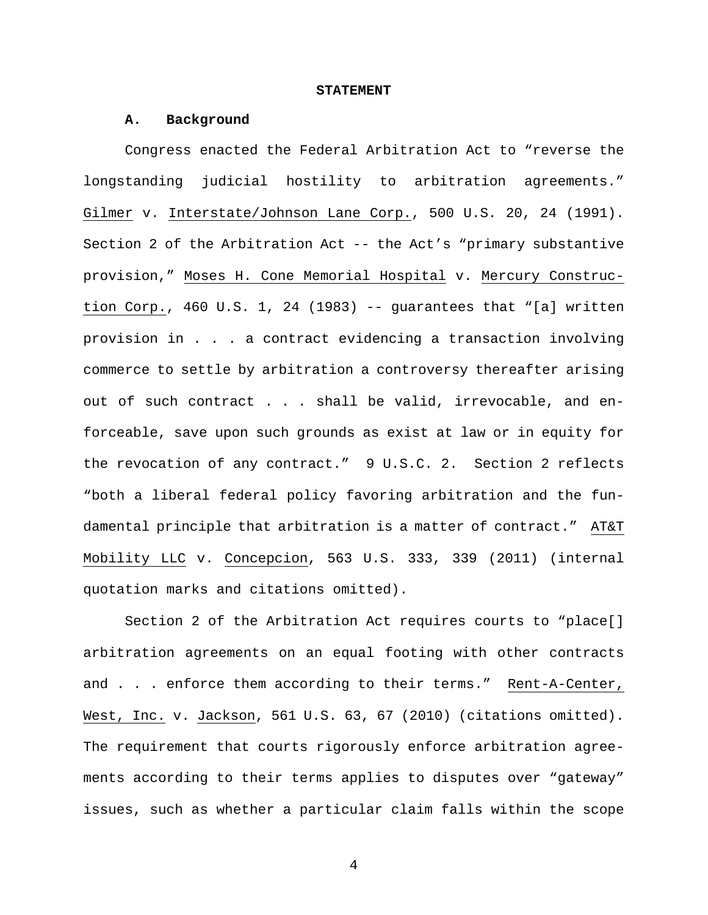## STATEMENT

### A. Background

Congress enacted the Federal Arbitration Act to "reverse the longstanding judicial hostility to arbitration agreements." Gilmer v. Interstate/Johnson Lane Corp., 500 U.S. 20, 24 (1991). Section 2 of the Arbitration Act -- the Act's "primary substantive provision," Moses H. Cone Memorial Hospital v. Mercury Construction Corp., 460 U.S. 1, 24 (1983) -- guarantees that "[a] written provision in . . . a contract evidencing a transaction involving commerce to settle by arbitration a controversy thereafter arising out of such contract . . . shall be valid, irrevocable, and enforceable, save upon such grounds as exist at law or in equity for the revocation of any contract." 9 U.S.C. 2. Section 2 reflects "both a liberal federal policy favoring arbitration and the fundamental principle that arbitration is a matter of contract." AT&T Mobility LLC v. Concepcion, 563 U.S. 333, 339 (2011) (internal quotation marks and citations omitted).

Section 2 of the Arbitration Act requires courts to "place[] arbitration agreements on an equal footing with other contracts and . . . enforce them according to their terms." Rent-A-Center, West, Inc. v. Jackson, 561 U.S. 63, 67 (2010) (citations omitted). The requirement that courts rigorously enforce arbitration agreements according to their terms applies to disputes over "gateway" issues, such as whether a particular claim falls within the scope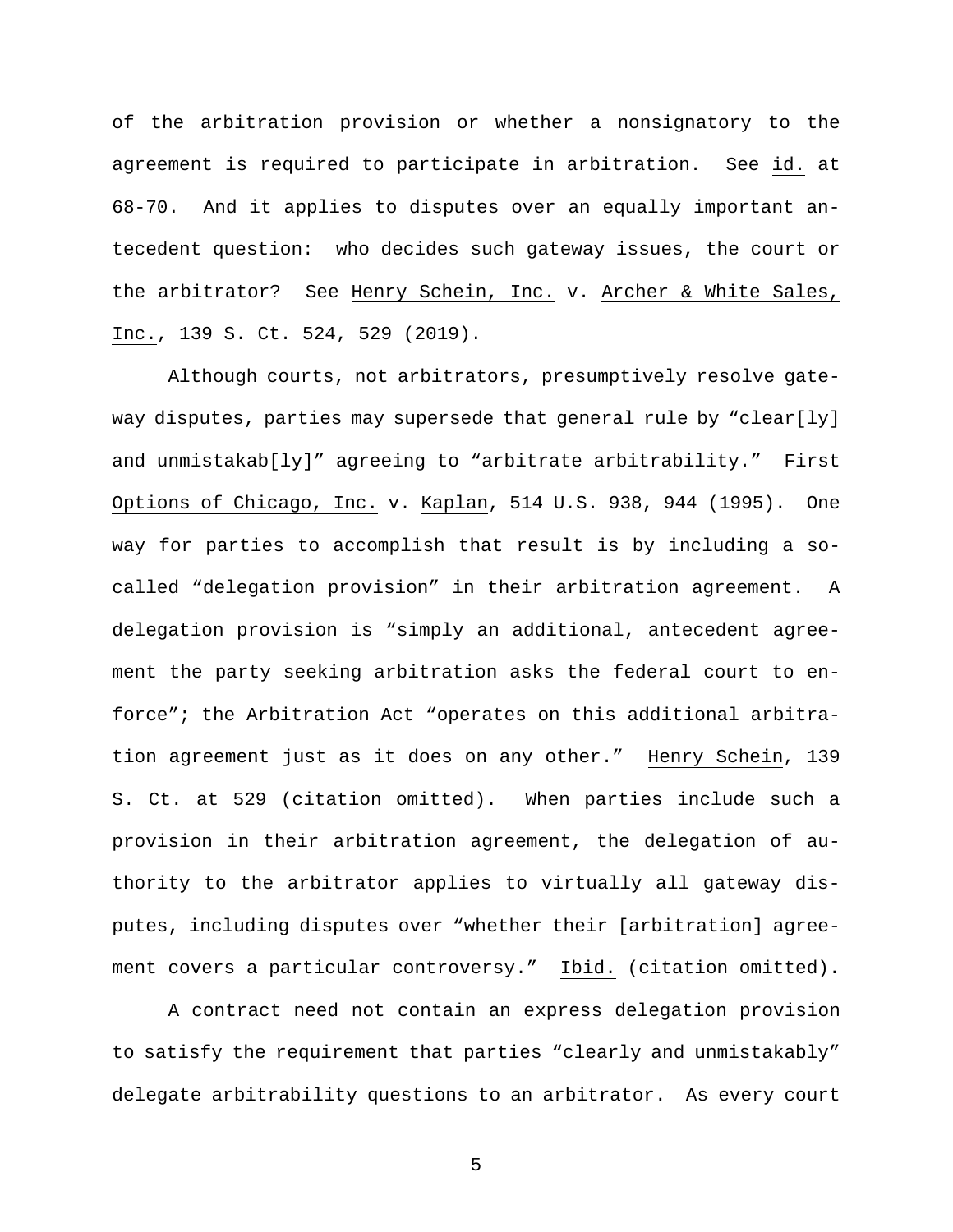of the arbitration provision or whether a nonsignatory to the agreement is required to participate in arbitration. See _id._ at 68-70. And it applies to disputes over an equally important antecedent question: who decides such gateway issues, the court or the arbitrator? See _Henry Schein, Inc._ v. _Archer & White Sales, Inc._, 139 S. Ct. 524, 529 (2019).

Although courts, not arbitrators, presumptively resolve gateway disputes, parties may supersede that general rule by "clear[ly] and unmistakab[ly]" agreeing to "arbitrate arbitrability." _First Options of Chicago, Inc._ v. _Kaplan_, 514 U.S. 938, 944 (1995). One way for parties to accomplish that result is by including a so-called "delegation provision" in their arbitration agreement. A delegation provision is "simply an additional, antecedent agreement the party seeking arbitration asks the federal court to enforce"; the Arbitration Act "operates on this additional arbitration agreement just as it does on any other." _Henry Schein_, 139 S. Ct. at 529 (citation omitted). When parties include such a provision in their arbitration agreement, the delegation of authority to the arbitrator applies to virtually all gateway disputes, including disputes over "whether their [arbitration] agreement covers a particular controversy." _Ibid._ (citation omitted).

A contract need not contain an express delegation provision to satisfy the requirement that parties "clearly and unmistakably" delegate arbitrability questions to an arbitrator. As every court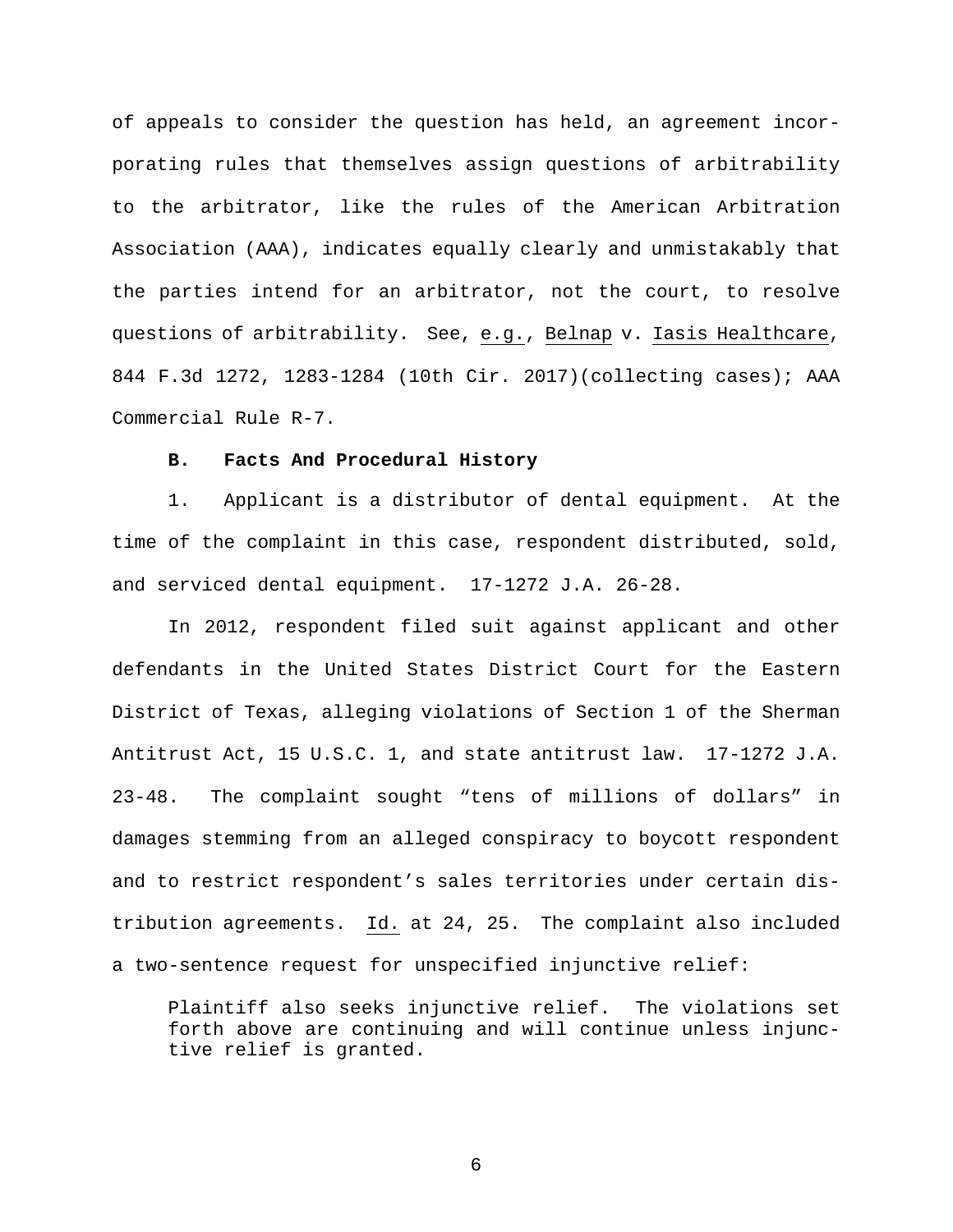of appeals to consider the question has held, an agreement incorporating rules that themselves assign questions of arbitrability to the arbitrator, like the rules of the American Arbitration Association (AAA), indicates equally clearly and unmistakably that the parties intend for an arbitrator, not the court, to resolve questions of arbitrability. See, e.g., Belnap v. Iasis Healthcare, 844 F.3d 1272, 1283-1284 (10th Cir. 2017)(collecting cases); AAA Commercial Rule R-7.

**B. Facts And Procedural History**

1. Applicant is a distributor of dental equipment. At the time of the complaint in this case, respondent distributed, sold, and serviced dental equipment. 17-1272 J.A. 26-28.

In 2012, respondent filed suit against applicant and other defendants in the United States District Court for the Eastern District of Texas, alleging violations of Section 1 of the Sherman Antitrust Act, 15 U.S.C. 1, and state antitrust law. 17-1272 J.A. 23-48. The complaint sought "tens of millions of dollars" in damages stemming from an alleged conspiracy to boycott respondent and to restrict respondent's sales territories under certain distribution agreements. Id. at 24, 25. The complaint also included a two-sentence request for unspecified injunctive relief:

> Plaintiff also seeks injunctive relief. The violations set forth above are continuing and will continue unless injunctive relief is granted.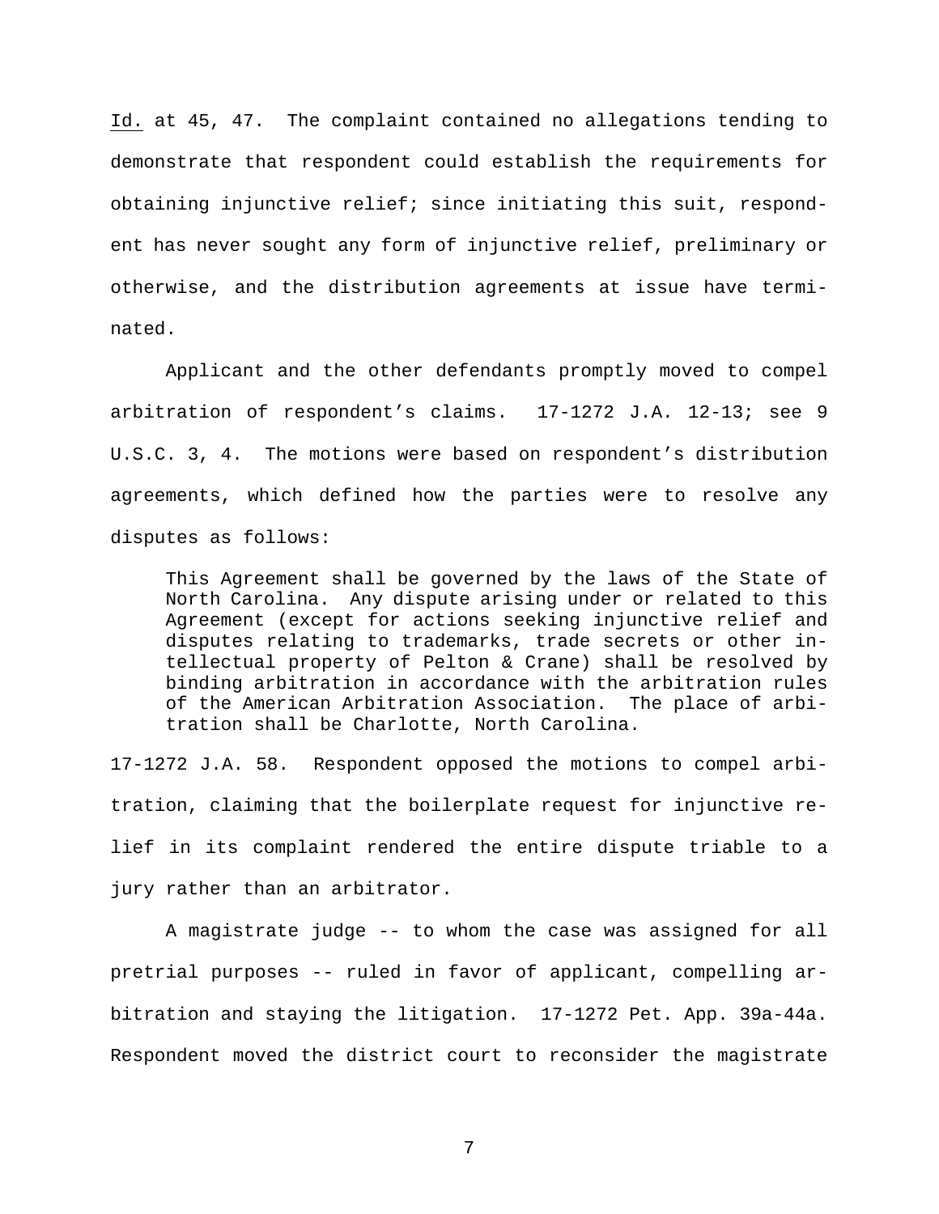Id. at 45, 47. The complaint contained no allegations tending to demonstrate that respondent could establish the requirements for obtaining injunctive relief; since initiating this suit, respondent has never sought any form of injunctive relief, preliminary or otherwise, and the distribution agreements at issue have terminated.

Applicant and the other defendants promptly moved to compel arbitration of respondent's claims. 17-1272 J.A. 12-13; see 9 U.S.C. 3, 4. The motions were based on respondent's distribution agreements, which defined how the parties were to resolve any disputes as follows:

> This Agreement shall be governed by the laws of the State of North Carolina. Any dispute arising under or related to this Agreement (except for actions seeking injunctive relief and disputes relating to trademarks, trade secrets or other intellectual property of Pelton & Crane) shall be resolved by binding arbitration in accordance with the arbitration rules of the American Arbitration Association. The place of arbitration shall be Charlotte, North Carolina.

17-1272 J.A. 58. Respondent opposed the motions to compel arbitration, claiming that the boilerplate request for injunctive relief in its complaint rendered the entire dispute triable to a jury rather than an arbitrator.

A magistrate judge -- to whom the case was assigned for all pretrial purposes -- ruled in favor of applicant, compelling arbitration and staying the litigation. 17-1272 Pet. App. 39a-44a. Respondent moved the district court to reconsider the magistrate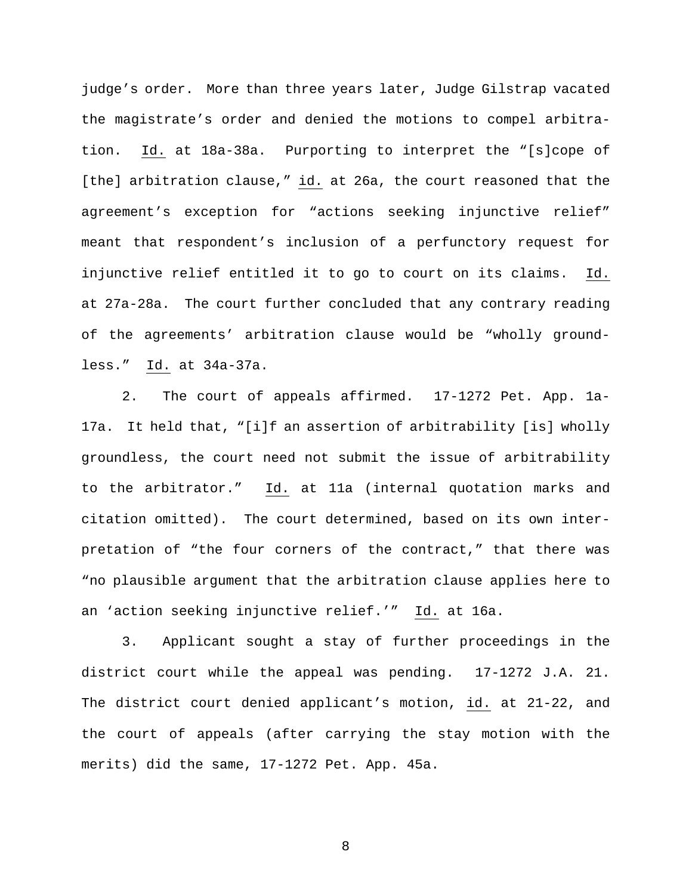judge's order. More than three years later, Judge Gilstrap vacated the magistrate's order and denied the motions to compel arbitration. Id. at 18a-38a. Purporting to interpret the "[s]cope of [the] arbitration clause," id. at 26a, the court reasoned that the agreement's exception for "actions seeking injunctive relief" meant that respondent's inclusion of a perfunctory request for injunctive relief entitled it to go to court on its claims. Id. at 27a-28a. The court further concluded that any contrary reading of the agreements' arbitration clause would be "wholly groundless." Id. at 34a-37a.

2. The court of appeals affirmed. 17-1272 Pet. App. 1a-17a. It held that, "[i]f an assertion of arbitrability [is] wholly groundless, the court need not submit the issue of arbitrability to the arbitrator." Id. at 11a (internal quotation marks and citation omitted). The court determined, based on its own interpretation of "the four corners of the contract," that there was "no plausible argument that the arbitration clause applies here to an 'action seeking injunctive relief.'" Id. at 16a.

3. Applicant sought a stay of further proceedings in the district court while the appeal was pending. 17-1272 J.A. 21. The district court denied applicant's motion, id. at 21-22, and the court of appeals (after carrying the stay motion with the merits) did the same, 17-1272 Pet. App. 45a.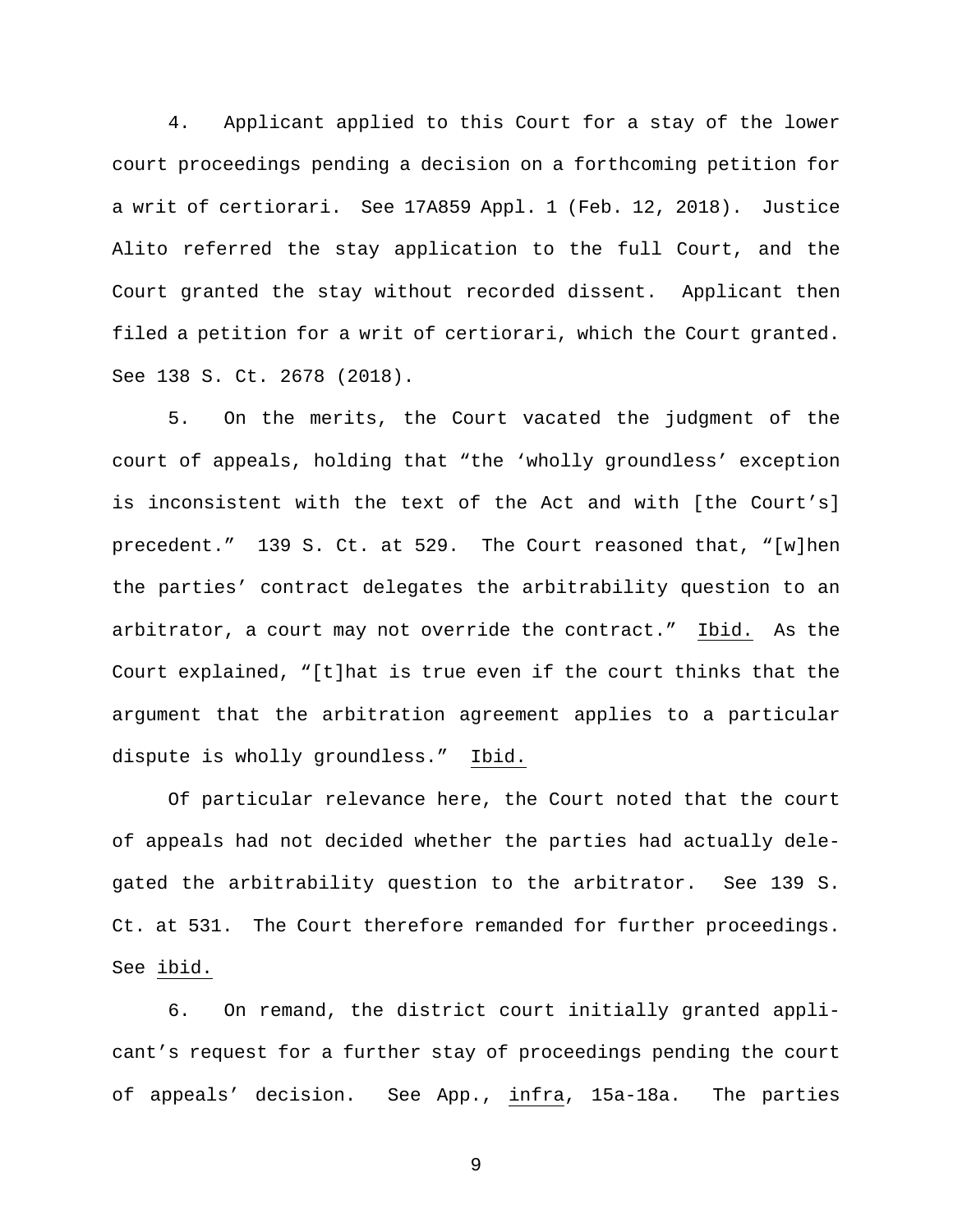4. Applicant applied to this Court for a stay of the lower court proceedings pending a decision on a forthcoming petition for a writ of certiorari. See 17A859 Appl. 1 (Feb. 12, 2018). Justice Alito referred the stay application to the full Court, and the Court granted the stay without recorded dissent. Applicant then filed a petition for a writ of certiorari, which the Court granted. See 138 S. Ct. 2678 (2018).

5. On the merits, the Court vacated the judgment of the court of appeals, holding that "the 'wholly groundless' exception is inconsistent with the text of the Act and with [the Court's] precedent." 139 S. Ct. at 529. The Court reasoned that, "[w]hen the parties' contract delegates the arbitrability question to an arbitrator, a court may not override the contract." _Ibid._ As the Court explained, "[t]hat is true even if the court thinks that the argument that the arbitration agreement applies to a particular dispute is wholly groundless." _Ibid._

Of particular relevance here, the Court noted that the court of appeals had not decided whether the parties had actually delegated the arbitrability question to the arbitrator. See 139 S. Ct. at 531. The Court therefore remanded for further proceedings. See _ibid._

6. On remand, the district court initially granted applicant's request for a further stay of proceedings pending the court of appeals' decision. See App., _infra_, 15a-18a. The parties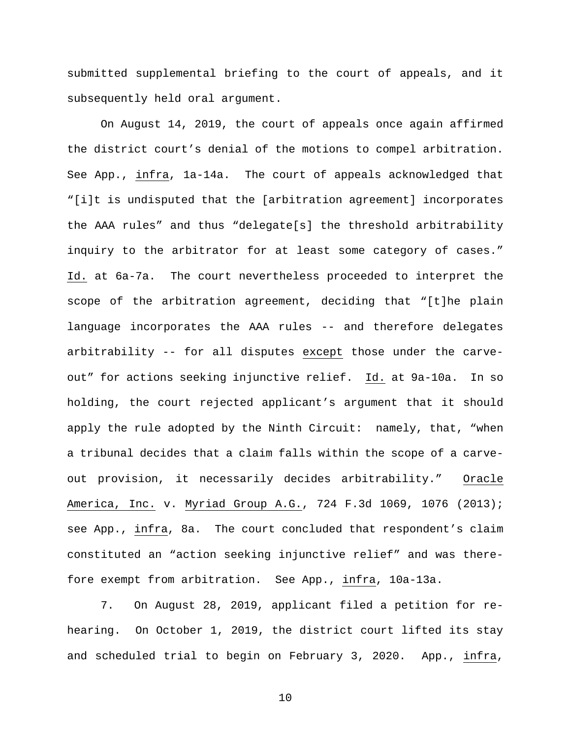submitted supplemental briefing to the court of appeals, and it subsequently held oral argument.

On August 14, 2019, the court of appeals once again affirmed the district court's denial of the motions to compel arbitration. See App., _infra_, 1a-14a. The court of appeals acknowledged that "[i]t is undisputed that the [arbitration agreement] incorporates the AAA rules" and thus "delegate[s] the threshold arbitrability inquiry to the arbitrator for at least some category of cases." _Id._ at 6a-7a. The court nevertheless proceeded to interpret the scope of the arbitration agreement, deciding that "[t]he plain language incorporates the AAA rules -- and therefore delegates arbitrability -- for all disputes _except_ those under the carve-out" for actions seeking injunctive relief. _Id._ at 9a-10a. In so holding, the court rejected applicant's argument that it should apply the rule adopted by the Ninth Circuit: namely, that, "when a tribunal decides that a claim falls within the scope of a carve-out provision, it necessarily decides arbitrability." _Oracle America, Inc._ v. _Myriad Group A.G._, 724 F.3d 1069, 1076 (2013); see App., _infra_, 8a. The court concluded that respondent's claim constituted an "action seeking injunctive relief" and was therefore exempt from arbitration. See App., _infra_, 10a-13a.

7. On August 28, 2019, applicant filed a petition for rehearing. On October 1, 2019, the district court lifted its stay and scheduled trial to begin on February 3, 2020. App., _infra_,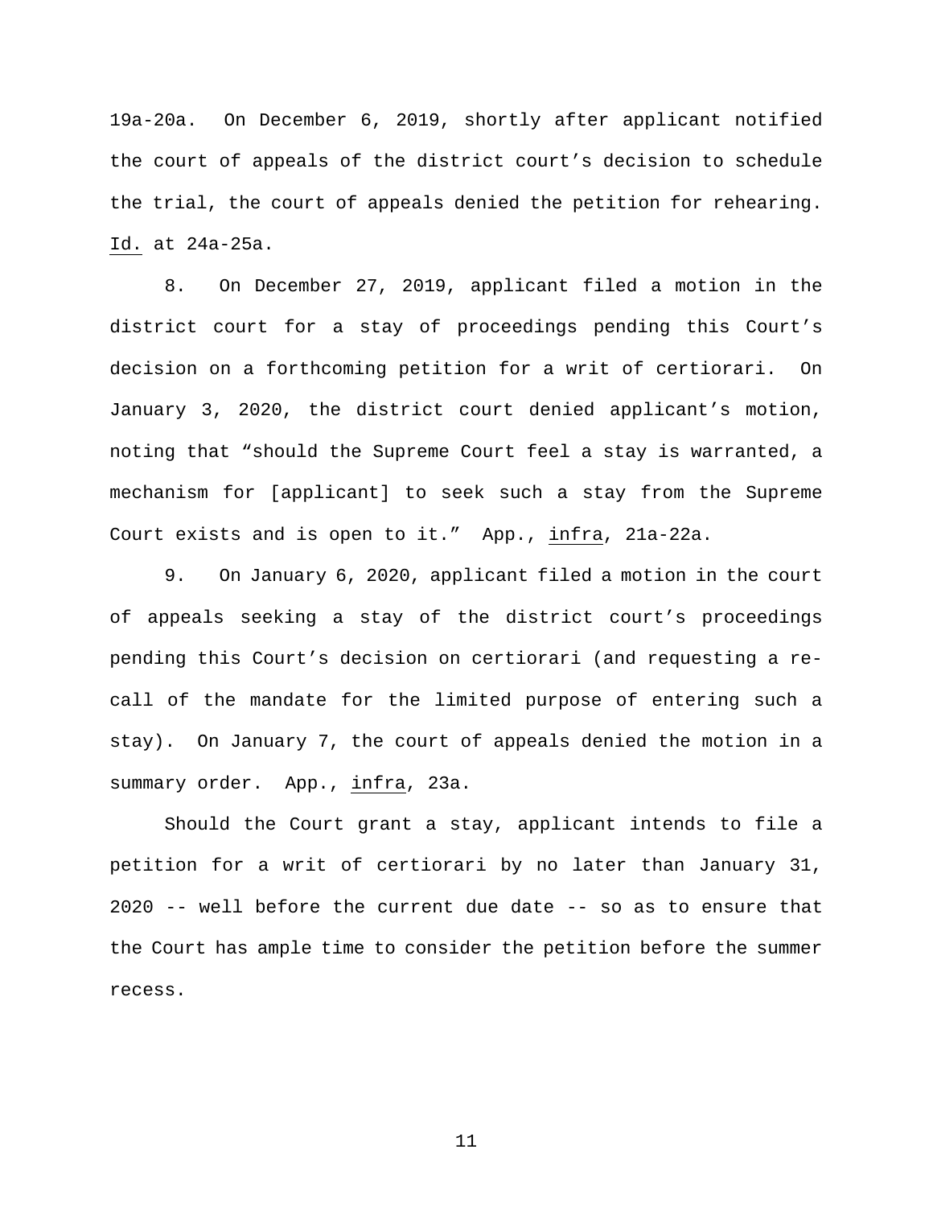19a-20a. On December 6, 2019, shortly after applicant notified the court of appeals of the district court's decision to schedule the trial, the court of appeals denied the petition for rehearing. Id. at 24a-25a.

8. On December 27, 2019, applicant filed a motion in the district court for a stay of proceedings pending this Court's decision on a forthcoming petition for a writ of certiorari. On January 3, 2020, the district court denied applicant's motion, noting that "should the Supreme Court feel a stay is warranted, a mechanism for [applicant] to seek such a stay from the Supreme Court exists and is open to it." App., infra, 21a-22a.

9. On January 6, 2020, applicant filed a motion in the court of appeals seeking a stay of the district court's proceedings pending this Court's decision on certiorari (and requesting a re-call of the mandate for the limited purpose of entering such a stay). On January 7, the court of appeals denied the motion in a summary order. App., infra, 23a.

Should the Court grant a stay, applicant intends to file a petition for a writ of certiorari by no later than January 31, 2020 -- well before the current due date -- so as to ensure that the Court has ample time to consider the petition before the summer recess.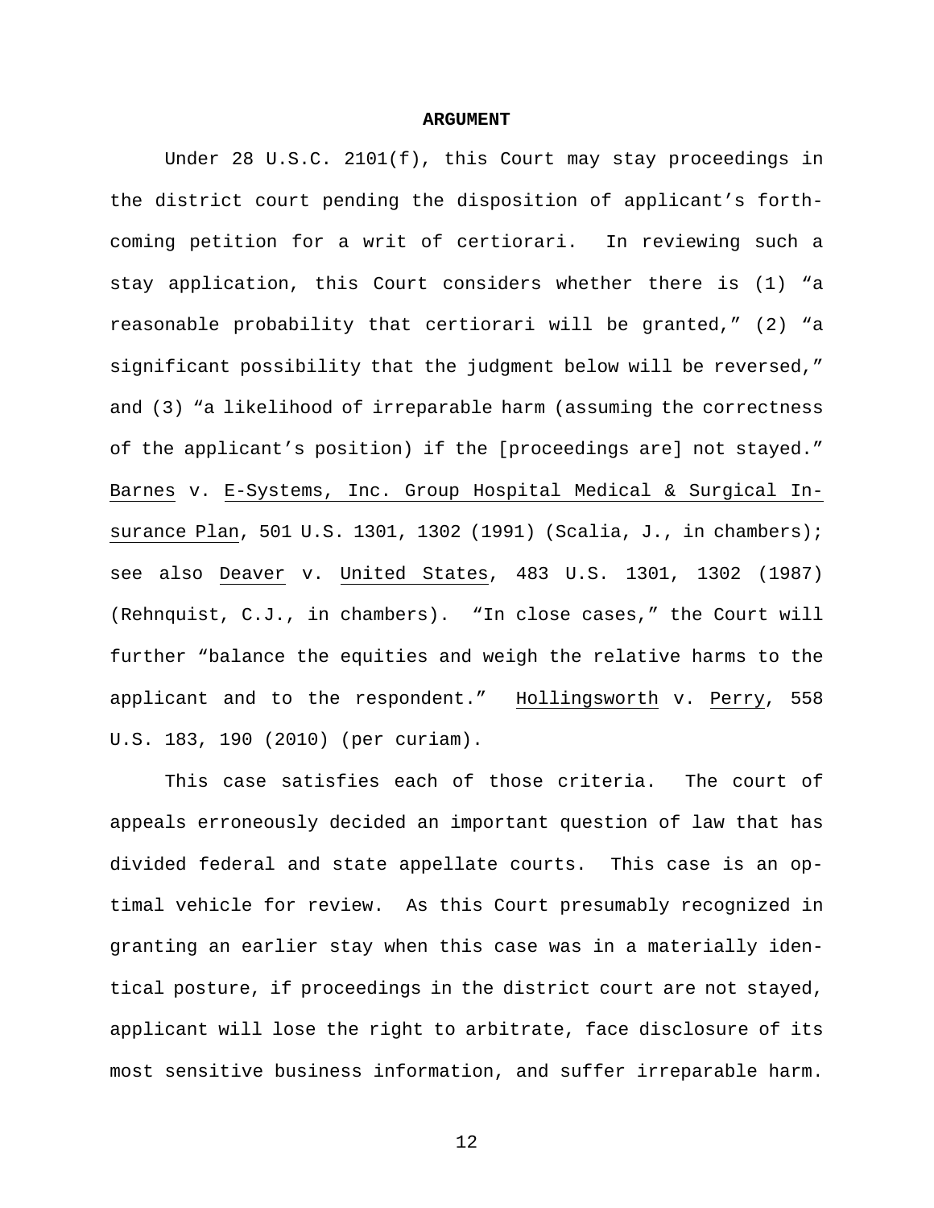## ARGUMENT

Under 28 U.S.C. 2101(f), this Court may stay proceedings in the district court pending the disposition of applicant's forthcoming petition for a writ of certiorari. In reviewing such a stay application, this Court considers whether there is (1) "a reasonable probability that certiorari will be granted," (2) "a significant possibility that the judgment below will be reversed," and (3) "a likelihood of irreparable harm (assuming the correctness of the applicant's position) if the [proceedings are] not stayed." Barnes v. E-Systems, Inc. Group Hospital Medical & Surgical Insurance Plan, 501 U.S. 1301, 1302 (1991) (Scalia, J., in chambers); see also Deaver v. United States, 483 U.S. 1301, 1302 (1987) (Rehnquist, C.J., in chambers). "In close cases," the Court will further "balance the equities and weigh the relative harms to the applicant and to the respondent." Hollingsworth v. Perry, 558 U.S. 183, 190 (2010) (per curiam).

This case satisfies each of those criteria. The court of appeals erroneously decided an important question of law that has divided federal and state appellate courts. This case is an optimal vehicle for review. As this Court presumably recognized in granting an earlier stay when this case was in a materially identical posture, if proceedings in the district court are not stayed, applicant will lose the right to arbitrate, face disclosure of its most sensitive business information, and suffer irreparable harm.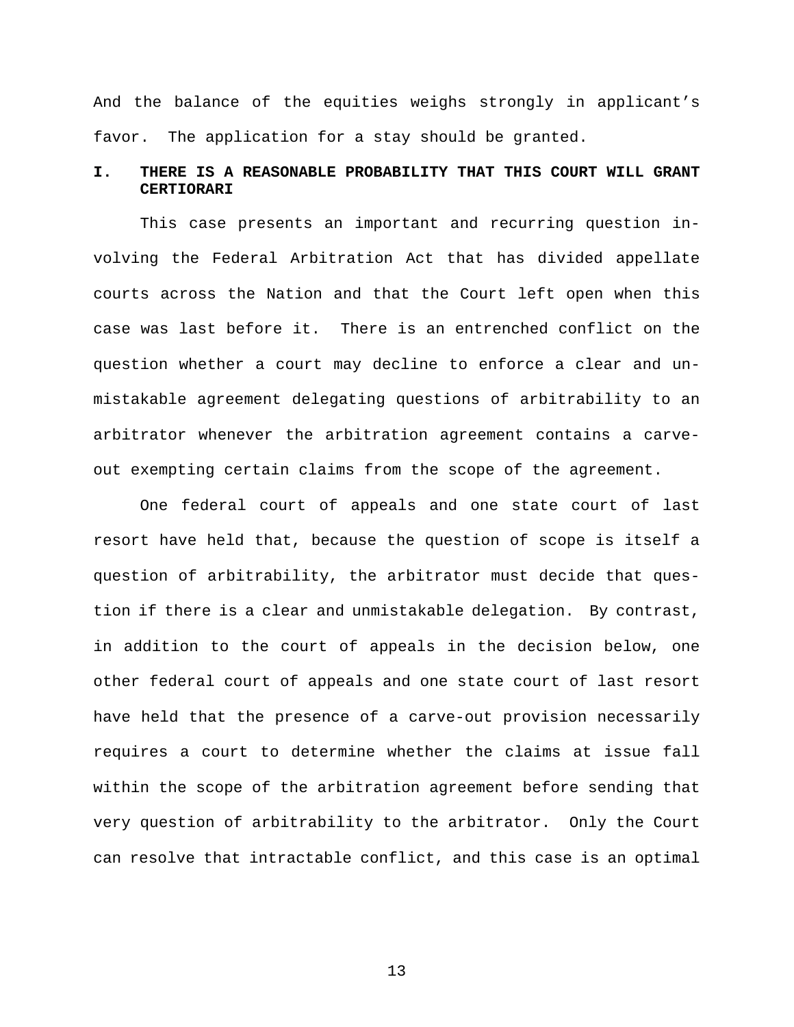And the balance of the equities weighs strongly in applicant's favor. The application for a stay should be granted.

## I. THERE IS A REASONABLE PROBABILITY THAT THIS COURT WILL GRANT CERTIORARI

This case presents an important and recurring question involving the Federal Arbitration Act that has divided appellate courts across the Nation and that the Court left open when this case was last before it. There is an entrenched conflict on the question whether a court may decline to enforce a clear and unmistakable agreement delegating questions of arbitrability to an arbitrator whenever the arbitration agreement contains a carve-out exempting certain claims from the scope of the agreement.

One federal court of appeals and one state court of last resort have held that, because the question of scope is itself a question of arbitrability, the arbitrator must decide that question if there is a clear and unmistakable delegation. By contrast, in addition to the court of appeals in the decision below, one other federal court of appeals and one state court of last resort have held that the presence of a carve-out provision necessarily requires a court to determine whether the claims at issue fall within the scope of the arbitration agreement before sending that very question of arbitrability to the arbitrator. Only the Court can resolve that intractable conflict, and this case is an optimal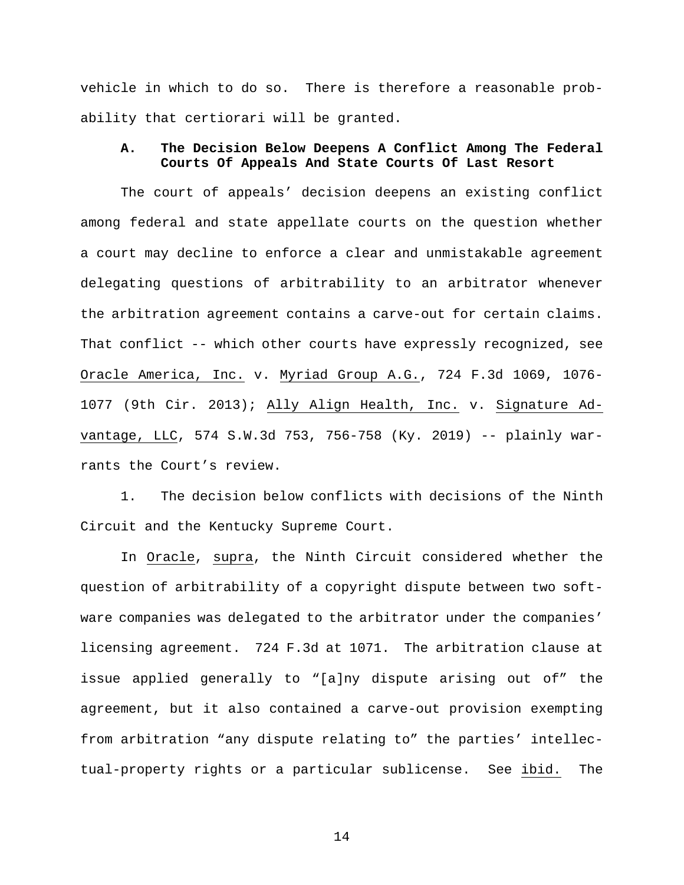vehicle in which to do so. There is therefore a reasonable probability that certiorari will be granted.

### A. The Decision Below Deepens A Conflict Among The Federal Courts Of Appeals And State Courts Of Last Resort

The court of appeals' decision deepens an existing conflict among federal and state appellate courts on the question whether a court may decline to enforce a clear and unmistakable agreement delegating questions of arbitrability to an arbitrator whenever the arbitration agreement contains a carve-out for certain claims. That conflict -- which other courts have expressly recognized, see Oracle America, Inc. v. Myriad Group A.G., 724 F.3d 1069, 1076-1077 (9th Cir. 2013); Ally Align Health, Inc. v. Signature Advantage, LLC, 574 S.W.3d 753, 756-758 (Ky. 2019) -- plainly warrants the Court's review.

1. The decision below conflicts with decisions of the Ninth Circuit and the Kentucky Supreme Court.

In Oracle, supra, the Ninth Circuit considered whether the question of arbitrability of a copyright dispute between two software companies was delegated to the arbitrator under the companies' licensing agreement. 724 F.3d at 1071. The arbitration clause at issue applied generally to "[a]ny dispute arising out of" the agreement, but it also contained a carve-out provision exempting from arbitration "any dispute relating to" the parties' intellectual-property rights or a particular sublicense. See ibid. The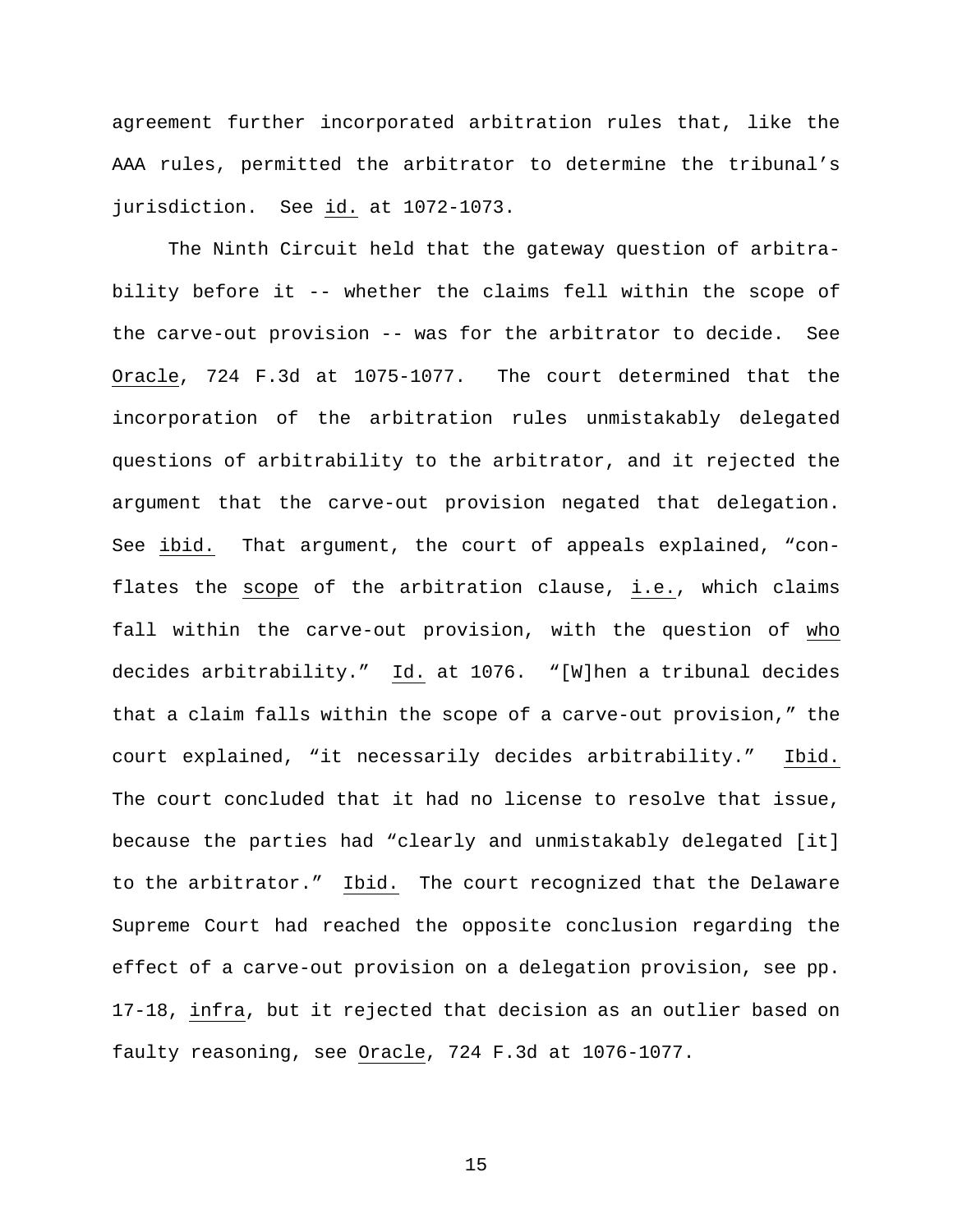agreement further incorporated arbitration rules that, like the AAA rules, permitted the arbitrator to determine the tribunal's jurisdiction. See _id._ at 1072-1073.

The Ninth Circuit held that the gateway question of arbitrability before it -- whether the claims fell within the scope of the carve-out provision -- was for the arbitrator to decide. See _Oracle_, 724 F.3d at 1075-1077. The court determined that the incorporation of the arbitration rules unmistakably delegated questions of arbitrability to the arbitrator, and it rejected the argument that the carve-out provision negated that delegation. See _ibid._ That argument, the court of appeals explained, "conflates the _scope_ of the arbitration clause, _i.e._, which claims fall within the carve-out provision, with the question of _who_ decides arbitrability." _Id._ at 1076. "[W]hen a tribunal decides that a claim falls within the scope of a carve-out provision," the court explained, "it necessarily decides arbitrability." _Ibid._ The court concluded that it had no license to resolve that issue, because the parties had "clearly and unmistakably delegated [it] to the arbitrator." _Ibid._ The court recognized that the Delaware Supreme Court had reached the opposite conclusion regarding the effect of a carve-out provision on a delegation provision, see pp. 17-18, _infra_, but it rejected that decision as an outlier based on faulty reasoning, see _Oracle_, 724 F.3d at 1076-1077.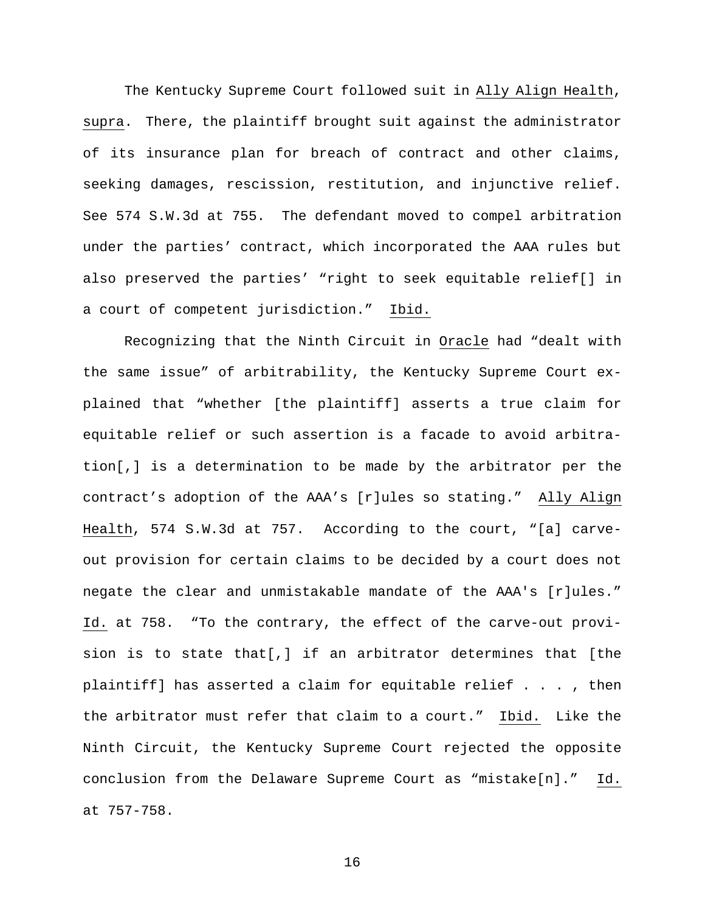The Kentucky Supreme Court followed suit in Ally Align Health, supra. There, the plaintiff brought suit against the administrator of its insurance plan for breach of contract and other claims, seeking damages, rescission, restitution, and injunctive relief. See 574 S.W.3d at 755. The defendant moved to compel arbitration under the parties' contract, which incorporated the AAA rules but also preserved the parties' "right to seek equitable relief[] in a court of competent jurisdiction." Ibid.

Recognizing that the Ninth Circuit in Oracle had "dealt with the same issue" of arbitrability, the Kentucky Supreme Court explained that "whether [the plaintiff] asserts a true claim for equitable relief or such assertion is a facade to avoid arbitration[,] is a determination to be made by the arbitrator per the contract's adoption of the AAA's [r]ules so stating." Ally Align Health, 574 S.W.3d at 757. According to the court, "[a] carve-out provision for certain claims to be decided by a court does not negate the clear and unmistakable mandate of the AAA's [r]ules." Id. at 758. "To the contrary, the effect of the carve-out provision is to state that[,] if an arbitrator determines that [the plaintiff] has asserted a claim for equitable relief . . . , then the arbitrator must refer that claim to a court." Ibid. Like the Ninth Circuit, the Kentucky Supreme Court rejected the opposite conclusion from the Delaware Supreme Court as "mistake[n]." Id. at 757-758.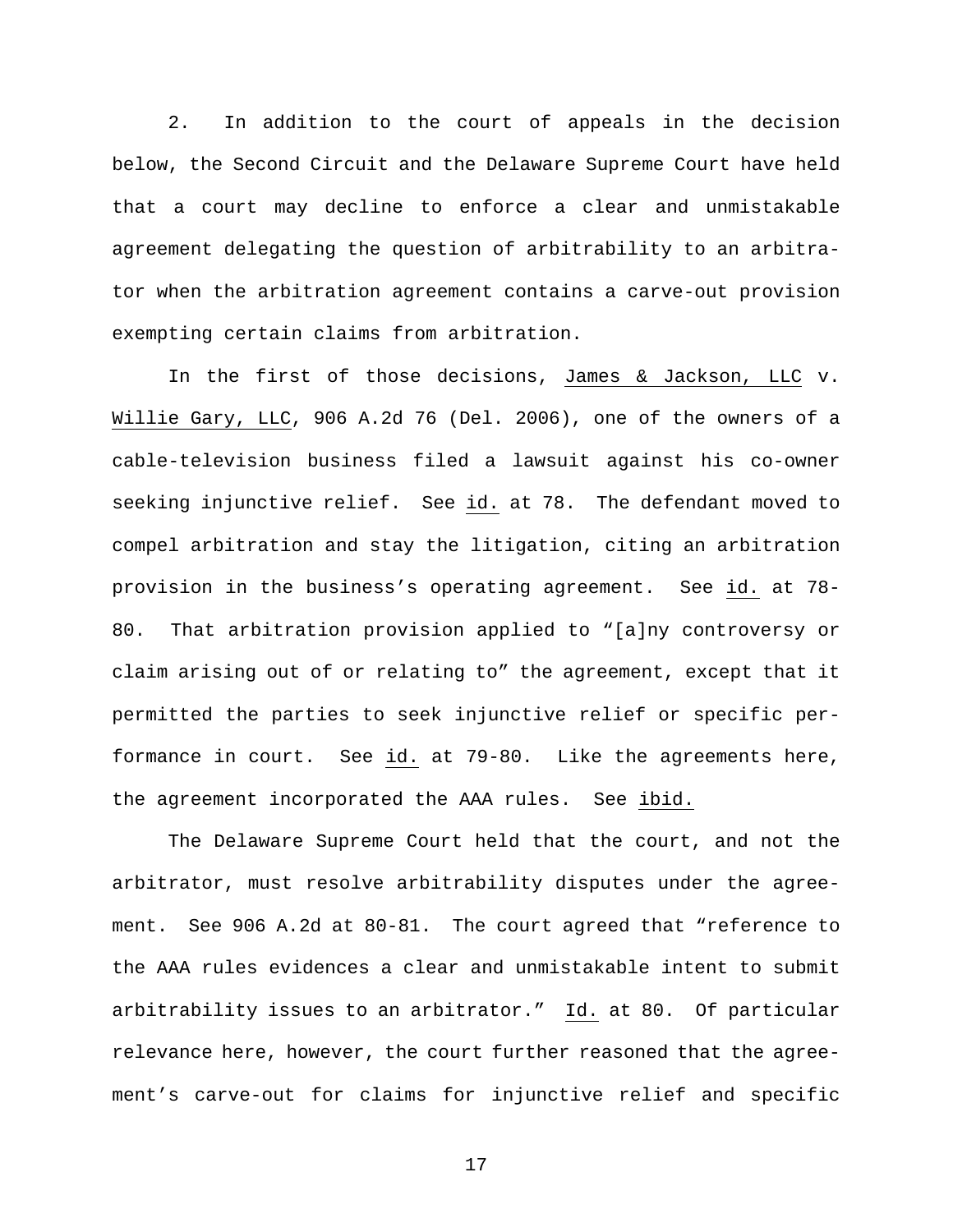2. In addition to the court of appeals in the decision below, the Second Circuit and the Delaware Supreme Court have held that a court may decline to enforce a clear and unmistakable agreement delegating the question of arbitrability to an arbitrator when the arbitration agreement contains a carve-out provision exempting certain claims from arbitration.

In the first of those decisions, James & Jackson, LLC v. Willie Gary, LLC, 906 A.2d 76 (Del. 2006), one of the owners of a cable-television business filed a lawsuit against his co-owner seeking injunctive relief. See id. at 78. The defendant moved to compel arbitration and stay the litigation, citing an arbitration provision in the business's operating agreement. See id. at 78-80. That arbitration provision applied to "[a]ny controversy or claim arising out of or relating to" the agreement, except that it permitted the parties to seek injunctive relief or specific performance in court. See id. at 79-80. Like the agreements here, the agreement incorporated the AAA rules. See ibid.

The Delaware Supreme Court held that the court, and not the arbitrator, must resolve arbitrability disputes under the agreement. See 906 A.2d at 80-81. The court agreed that "reference to the AAA rules evidences a clear and unmistakable intent to submit arbitrability issues to an arbitrator." Id. at 80. Of particular relevance here, however, the court further reasoned that the agreement's carve-out for claims for injunctive relief and specific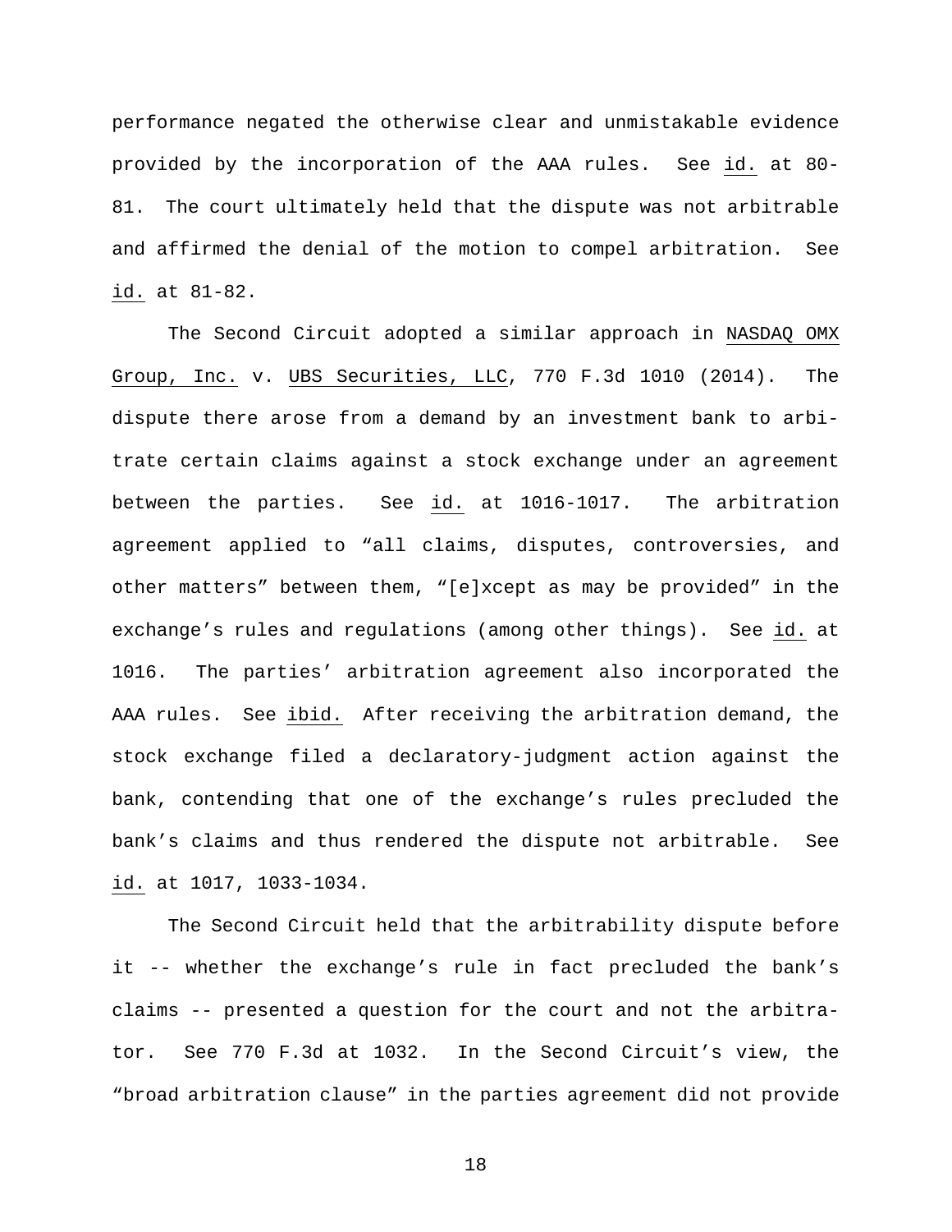performance negated the otherwise clear and unmistakable evidence provided by the incorporation of the AAA rules. See id. at 80-81. The court ultimately held that the dispute was not arbitrable and affirmed the denial of the motion to compel arbitration. See id. at 81-82.

The Second Circuit adopted a similar approach in NASDAQ OMX Group, Inc. v. UBS Securities, LLC, 770 F.3d 1010 (2014). The dispute there arose from a demand by an investment bank to arbitrate certain claims against a stock exchange under an agreement between the parties. See id. at 1016-1017. The arbitration agreement applied to "all claims, disputes, controversies, and other matters" between them, "[e]xcept as may be provided" in the exchange's rules and regulations (among other things). See id. at 1016. The parties' arbitration agreement also incorporated the AAA rules. See ibid. After receiving the arbitration demand, the stock exchange filed a declaratory-judgment action against the bank, contending that one of the exchange's rules precluded the bank's claims and thus rendered the dispute not arbitrable. See id. at 1017, 1033-1034.

The Second Circuit held that the arbitrability dispute before it -- whether the exchange's rule in fact precluded the bank's claims -- presented a question for the court and not the arbitrator. See 770 F.3d at 1032. In the Second Circuit's view, the "broad arbitration clause" in the parties agreement did not provide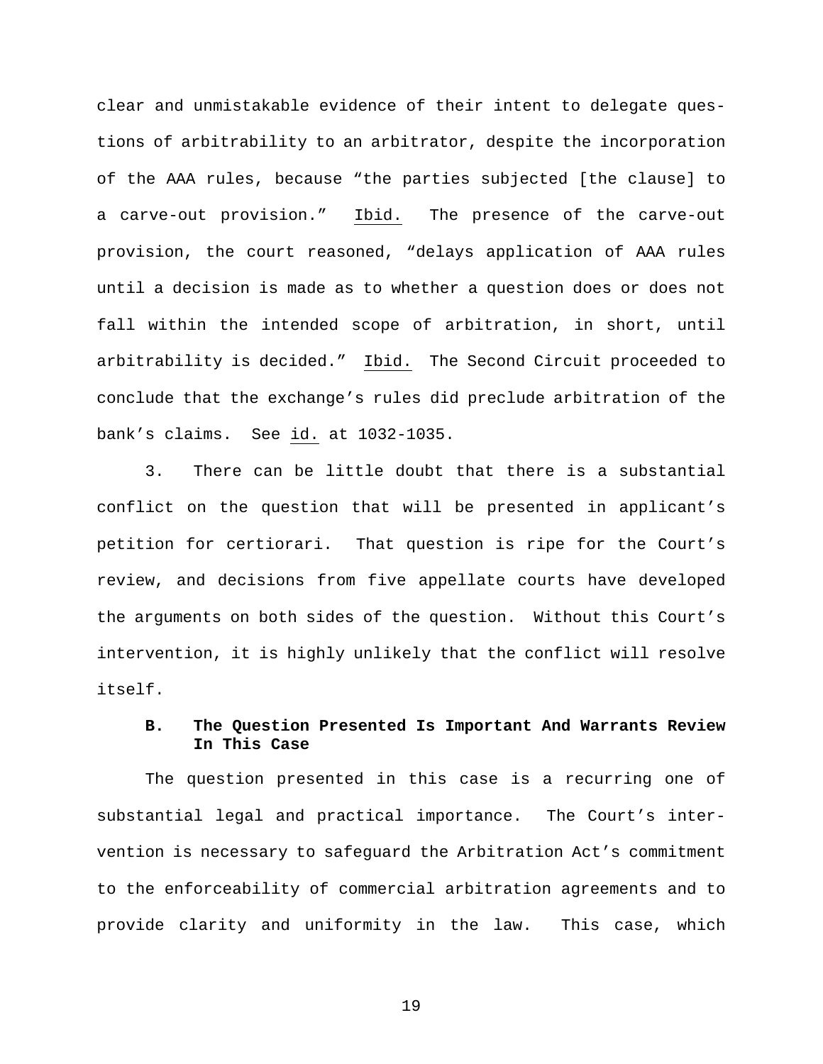clear and unmistakable evidence of their intent to delegate questions of arbitrability to an arbitrator, despite the incorporation of the AAA rules, because "the parties subjected [the clause] to a carve-out provision." Ibid. The presence of the carve-out provision, the court reasoned, "delays application of AAA rules until a decision is made as to whether a question does or does not fall within the intended scope of arbitration, in short, until arbitrability is decided." Ibid. The Second Circuit proceeded to conclude that the exchange's rules did preclude arbitration of the bank's claims. See id. at 1032-1035.

3. There can be little doubt that there is a substantial conflict on the question that will be presented in applicant's petition for certiorari. That question is ripe for the Court's review, and decisions from five appellate courts have developed the arguments on both sides of the question. Without this Court's intervention, it is highly unlikely that the conflict will resolve itself.

### B. The Question Presented Is Important And Warrants Review In This Case

The question presented in this case is a recurring one of substantial legal and practical importance. The Court's intervention is necessary to safeguard the Arbitration Act's commitment to the enforceability of commercial arbitration agreements and to provide clarity and uniformity in the law. This case, which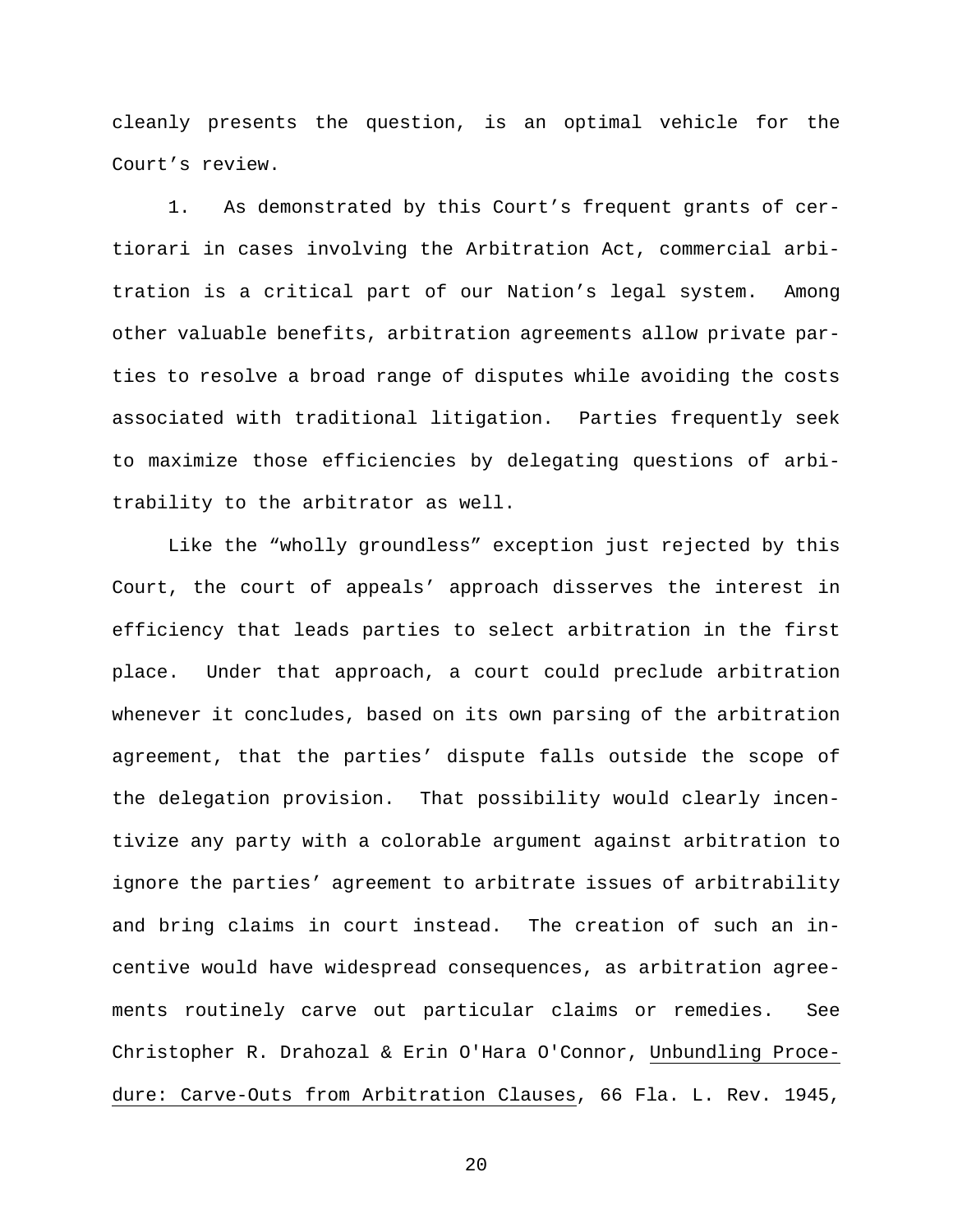cleanly presents the question, is an optimal vehicle for the Court's review.

1. As demonstrated by this Court's frequent grants of certiorari in cases involving the Arbitration Act, commercial arbitration is a critical part of our Nation's legal system. Among other valuable benefits, arbitration agreements allow private parties to resolve a broad range of disputes while avoiding the costs associated with traditional litigation. Parties frequently seek to maximize those efficiencies by delegating questions of arbitrability to the arbitrator as well.

Like the "wholly groundless" exception just rejected by this Court, the court of appeals' approach disserves the interest in efficiency that leads parties to select arbitration in the first place. Under that approach, a court could preclude arbitration whenever it concludes, based on its own parsing of the arbitration agreement, that the parties' dispute falls outside the scope of the delegation provision. That possibility would clearly incentivize any party with a colorable argument against arbitration to ignore the parties' agreement to arbitrate issues of arbitrability and bring claims in court instead. The creation of such an incentive would have widespread consequences, as arbitration agreements routinely carve out particular claims or remedies. See Christopher R. Drahozal & Erin O'Hara O'Connor, Unbundling Procedure: Carve-Outs from Arbitration Clauses, 66 Fla. L. Rev. 1945,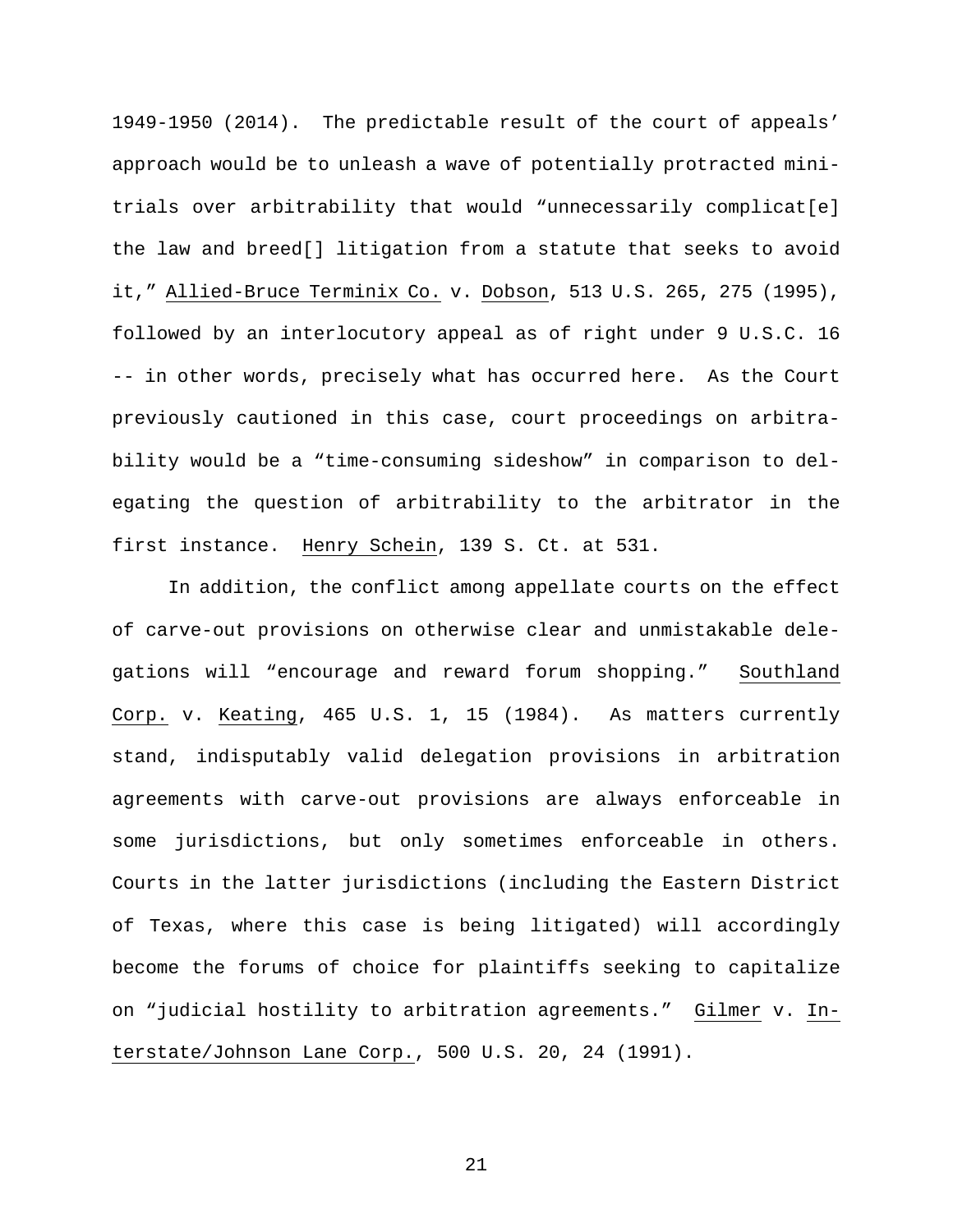1949-1950 (2014). The predictable result of the court of appeals' approach would be to unleash a wave of potentially protracted mini-trials over arbitrability that would "unnecessarily complicat[e] the law and breed[] litigation from a statute that seeks to avoid it," Allied-Bruce Terminix Co. v. Dobson, 513 U.S. 265, 275 (1995), followed by an interlocutory appeal as of right under 9 U.S.C. 16 -- in other words, precisely what has occurred here. As the Court previously cautioned in this case, court proceedings on arbitrability would be a "time-consuming sideshow" in comparison to delegating the question of arbitrability to the arbitrator in the first instance. Henry Schein, 139 S. Ct. at 531.

In addition, the conflict among appellate courts on the effect of carve-out provisions on otherwise clear and unmistakable delegations will "encourage and reward forum shopping." Southland Corp. v. Keating, 465 U.S. 1, 15 (1984). As matters currently stand, indisputably valid delegation provisions in arbitration agreements with carve-out provisions are always enforceable in some jurisdictions, but only sometimes enforceable in others. Courts in the latter jurisdictions (including the Eastern District of Texas, where this case is being litigated) will accordingly become the forums of choice for plaintiffs seeking to capitalize on "judicial hostility to arbitration agreements." Gilmer v. Interstate/Johnson Lane Corp., 500 U.S. 20, 24 (1991).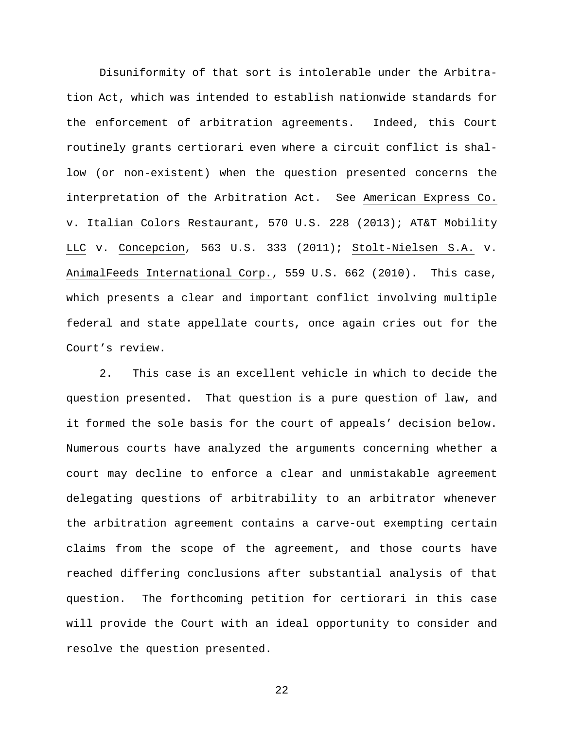Disuniformity of that sort is intolerable under the Arbitration Act, which was intended to establish nationwide standards for the enforcement of arbitration agreements. Indeed, this Court routinely grants certiorari even where a circuit conflict is shallow (or non-existent) when the question presented concerns the interpretation of the Arbitration Act. See American Express Co. v. Italian Colors Restaurant, 570 U.S. 228 (2013); AT&T Mobility LLC v. Concepcion, 563 U.S. 333 (2011); Stolt-Nielsen S.A. v. AnimalFeeds International Corp., 559 U.S. 662 (2010). This case, which presents a clear and important conflict involving multiple federal and state appellate courts, once again cries out for the Court's review.

2. This case is an excellent vehicle in which to decide the question presented. That question is a pure question of law, and it formed the sole basis for the court of appeals' decision below. Numerous courts have analyzed the arguments concerning whether a court may decline to enforce a clear and unmistakable agreement delegating questions of arbitrability to an arbitrator whenever the arbitration agreement contains a carve-out exempting certain claims from the scope of the agreement, and those courts have reached differing conclusions after substantial analysis of that question. The forthcoming petition for certiorari in this case will provide the Court with an ideal opportunity to consider and resolve the question presented.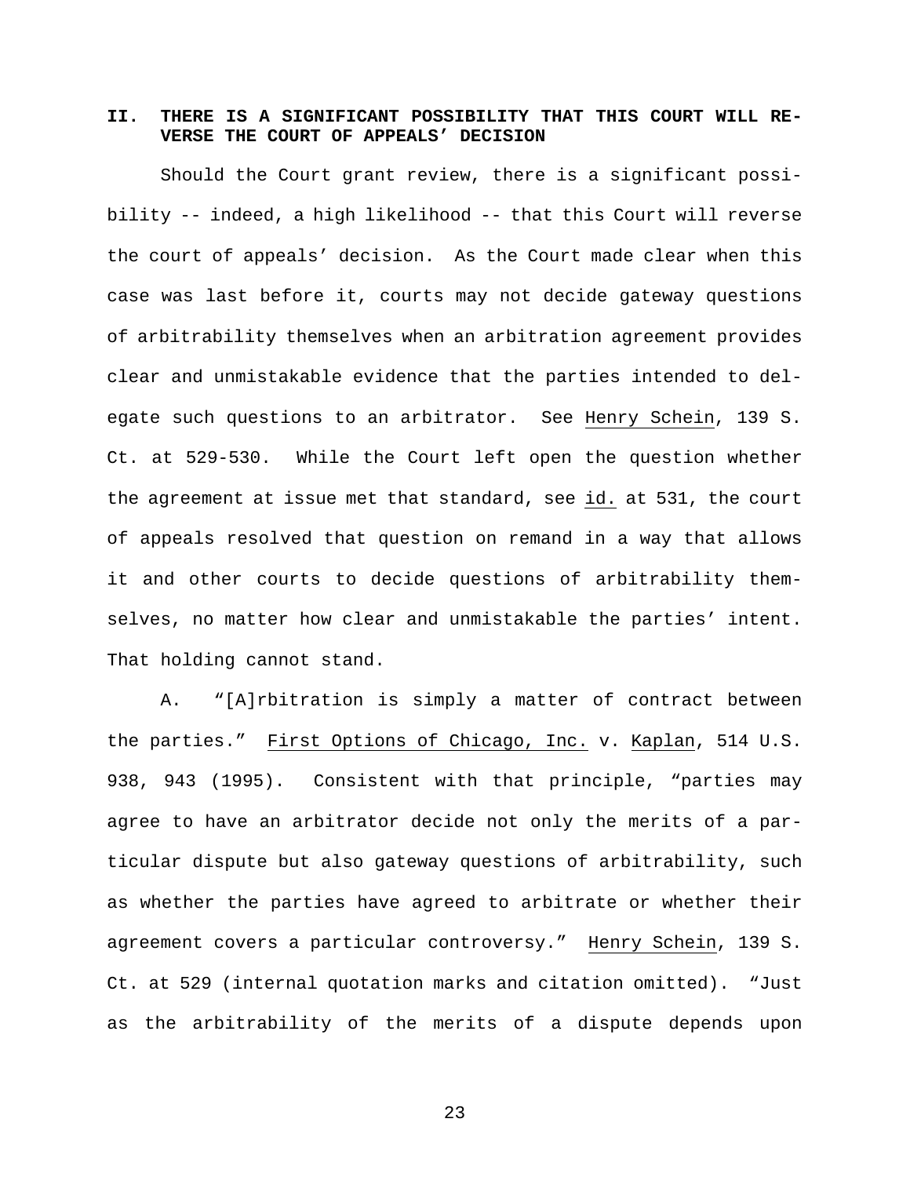## II. THERE IS A SIGNIFICANT POSSIBILITY THAT THIS COURT WILL REVERSE THE COURT OF APPEALS' DECISION

Should the Court grant review, there is a significant possibility -- indeed, a high likelihood -- that this Court will reverse the court of appeals' decision. As the Court made clear when this case was last before it, courts may not decide gateway questions of arbitrability themselves when an arbitration agreement provides clear and unmistakable evidence that the parties intended to delegate such questions to an arbitrator. See Henry Schein, 139 S. Ct. at 529-530. While the Court left open the question whether the agreement at issue met that standard, see id. at 531, the court of appeals resolved that question on remand in a way that allows it and other courts to decide questions of arbitrability themselves, no matter how clear and unmistakable the parties' intent. That holding cannot stand.

A. "[A]rbitration is simply a matter of contract between the parties." First Options of Chicago, Inc. v. Kaplan, 514 U.S. 938, 943 (1995). Consistent with that principle, "parties may agree to have an arbitrator decide not only the merits of a particular dispute but also gateway questions of arbitrability, such as whether the parties have agreed to arbitrate or whether their agreement covers a particular controversy." Henry Schein, 139 S. Ct. at 529 (internal quotation marks and citation omitted). "Just as the arbitrability of the merits of a dispute depends upon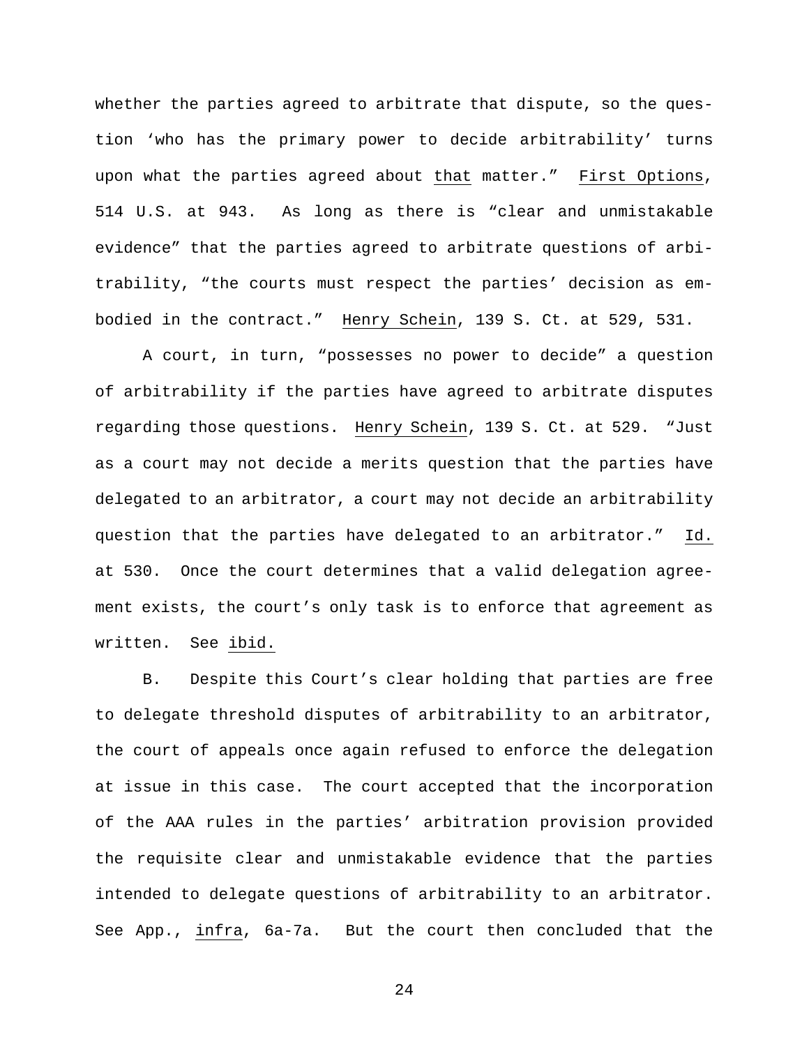whether the parties agreed to arbitrate that dispute, so the question 'who has the primary power to decide arbitrability' turns upon what the parties agreed about _that_ matter." _First Options_, 514 U.S. at 943. As long as there is "clear and unmistakable evidence" that the parties agreed to arbitrate questions of arbitrability, "the courts must respect the parties' decision as embodied in the contract." _Henry Schein_, 139 S. Ct. at 529, 531.

A court, in turn, "possesses no power to decide" a question of arbitrability if the parties have agreed to arbitrate disputes regarding those questions. _Henry Schein_, 139 S. Ct. at 529. "Just as a court may not decide a merits question that the parties have delegated to an arbitrator, a court may not decide an arbitrability question that the parties have delegated to an arbitrator." _Id._ at 530. Once the court determines that a valid delegation agreement exists, the court's only task is to enforce that agreement as written. See _ibid._

B. Despite this Court's clear holding that parties are free to delegate threshold disputes of arbitrability to an arbitrator, the court of appeals once again refused to enforce the delegation at issue in this case. The court accepted that the incorporation of the AAA rules in the parties' arbitration provision provided the requisite clear and unmistakable evidence that the parties intended to delegate questions of arbitrability to an arbitrator. See App., _infra_, 6a-7a. But the court then concluded that the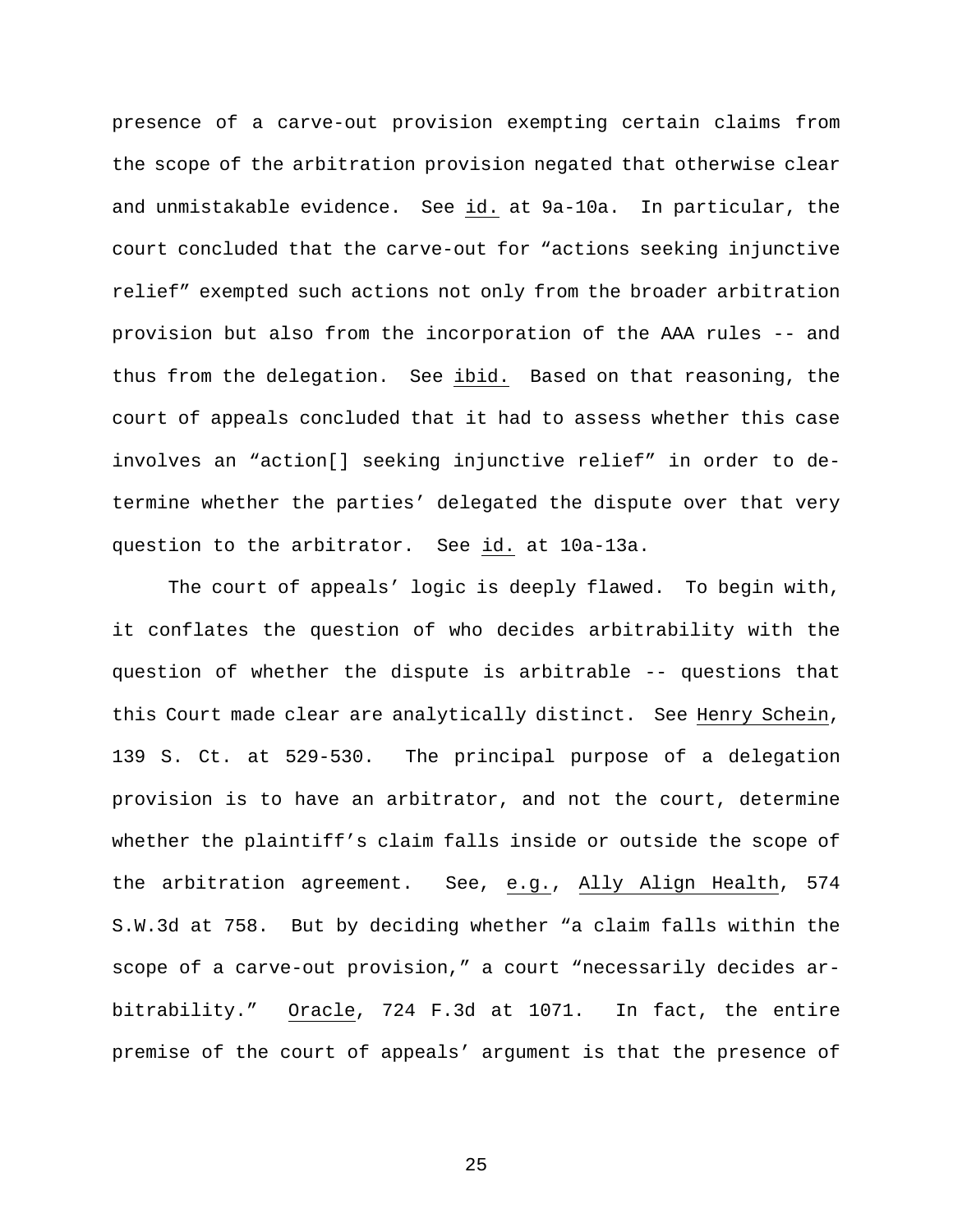presence of a carve-out provision exempting certain claims from the scope of the arbitration provision negated that otherwise clear and unmistakable evidence. See _id._ at 9a-10a. In particular, the court concluded that the carve-out for "actions seeking injunctive relief" exempted such actions not only from the broader arbitration provision but also from the incorporation of the AAA rules -- and thus from the delegation. See _ibid._ Based on that reasoning, the court of appeals concluded that it had to assess whether this case involves an "action[] seeking injunctive relief" in order to determine whether the parties' delegated the dispute over that very question to the arbitrator. See _id._ at 10a-13a.

The court of appeals' logic is deeply flawed. To begin with, it conflates the question of who decides arbitrability with the question of whether the dispute is arbitrable -- questions that this Court made clear are analytically distinct. See _Henry Schein_, 139 S. Ct. at 529-530. The principal purpose of a delegation provision is to have an arbitrator, and not the court, determine whether the plaintiff's claim falls inside or outside the scope of the arbitration agreement. See, _e.g._, _Ally Align Health_, 574 S.W.3d at 758. But by deciding whether "a claim falls within the scope of a carve-out provision," a court "necessarily decides arbitrability." _Oracle_, 724 F.3d at 1071. In fact, the entire premise of the court of appeals' argument is that the presence of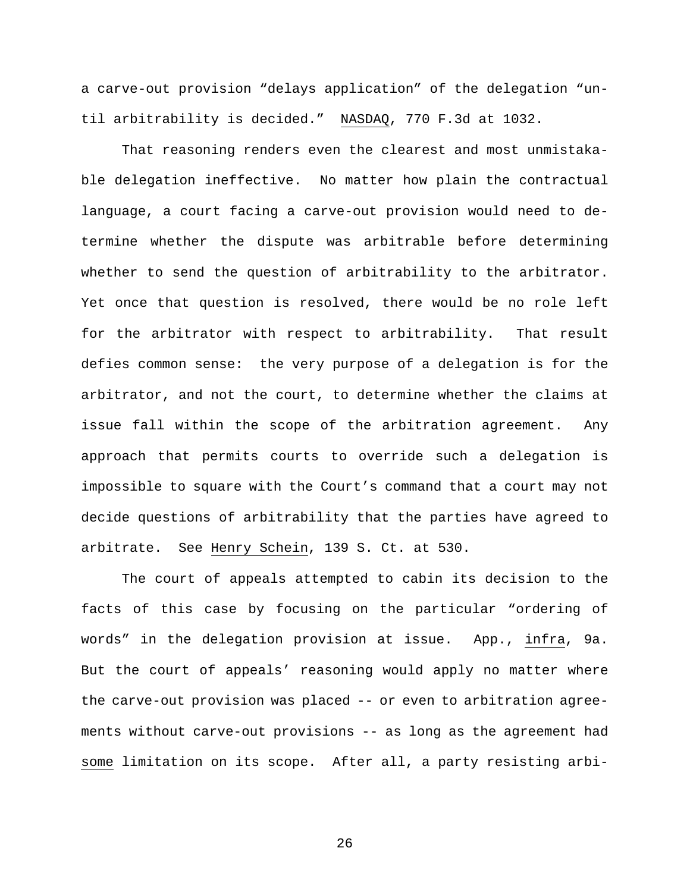a carve-out provision "delays application" of the delegation "until arbitrability is decided." _NASDAQ_, 770 F.3d at 1032.

That reasoning renders even the clearest and most unmistakable delegation ineffective. No matter how plain the contractual language, a court facing a carve-out provision would need to determine whether the dispute was arbitrable before determining whether to send the question of arbitrability to the arbitrator. Yet once that question is resolved, there would be no role left for the arbitrator with respect to arbitrability. That result defies common sense: the very purpose of a delegation is for the arbitrator, and not the court, to determine whether the claims at issue fall within the scope of the arbitration agreement. Any approach that permits courts to override such a delegation is impossible to square with the Court's command that a court may not decide questions of arbitrability that the parties have agreed to arbitrate. See _Henry Schein_, 139 S. Ct. at 530.

The court of appeals attempted to cabin its decision to the facts of this case by focusing on the particular "ordering of words" in the delegation provision at issue. App., _infra_, 9a. But the court of appeals' reasoning would apply no matter where the carve-out provision was placed -- or even to arbitration agreements without carve-out provisions -- as long as the agreement had _some_ limitation on its scope. After all, a party resisting arbi-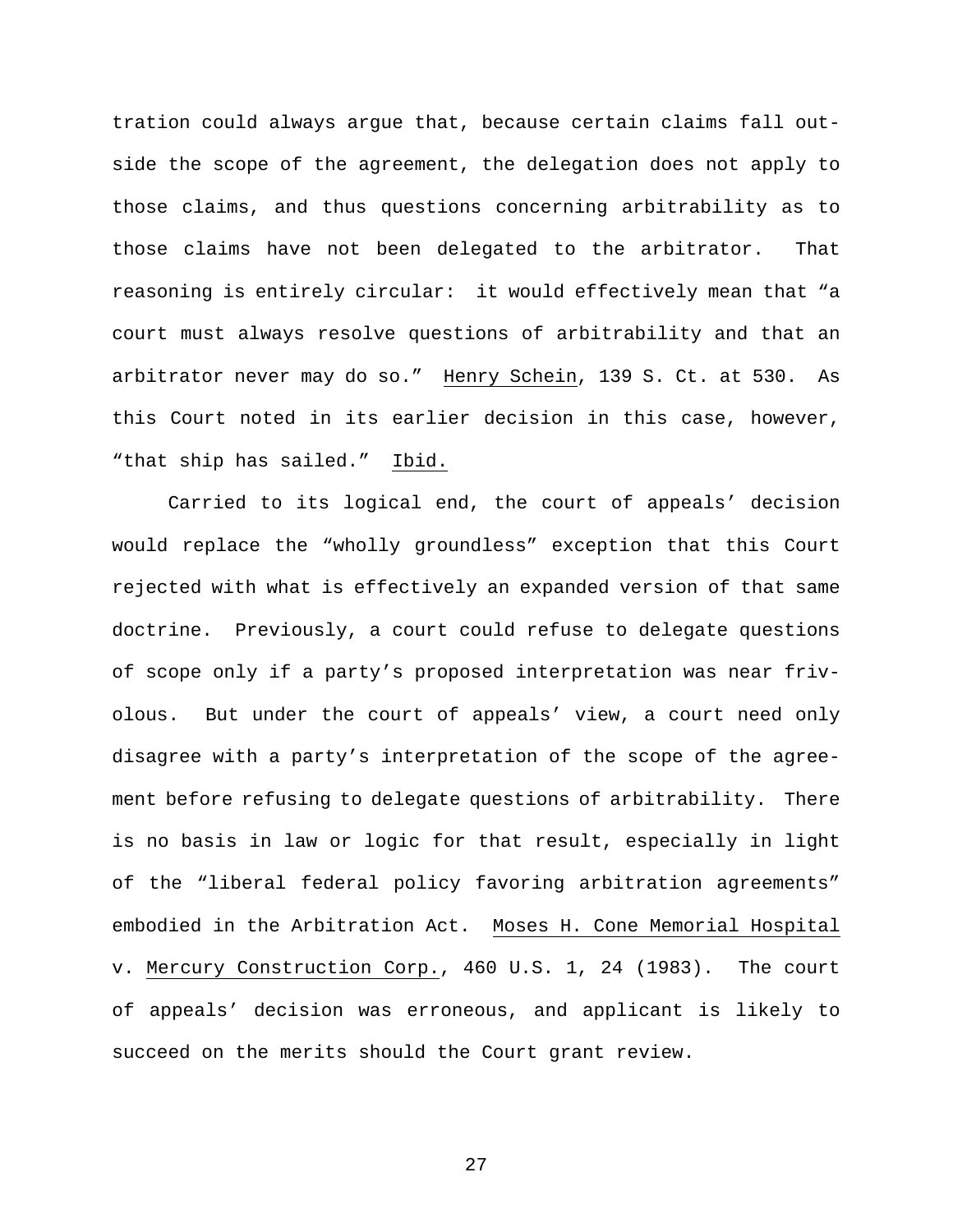tration could always argue that, because certain claims fall outside the scope of the agreement, the delegation does not apply to those claims, and thus questions concerning arbitrability as to those claims have not been delegated to the arbitrator. That reasoning is entirely circular: it would effectively mean that "a court must always resolve questions of arbitrability and that an arbitrator never may do so." Henry Schein, 139 S. Ct. at 530. As this Court noted in its earlier decision in this case, however, "that ship has sailed." Ibid.

Carried to its logical end, the court of appeals' decision would replace the "wholly groundless" exception that this Court rejected with what is effectively an expanded version of that same doctrine. Previously, a court could refuse to delegate questions of scope only if a party's proposed interpretation was near frivolous. But under the court of appeals' view, a court need only disagree with a party's interpretation of the scope of the agreement before refusing to delegate questions of arbitrability. There is no basis in law or logic for that result, especially in light of the "liberal federal policy favoring arbitration agreements" embodied in the Arbitration Act. Moses H. Cone Memorial Hospital v. Mercury Construction Corp., 460 U.S. 1, 24 (1983). The court of appeals' decision was erroneous, and applicant is likely to succeed on the merits should the Court grant review.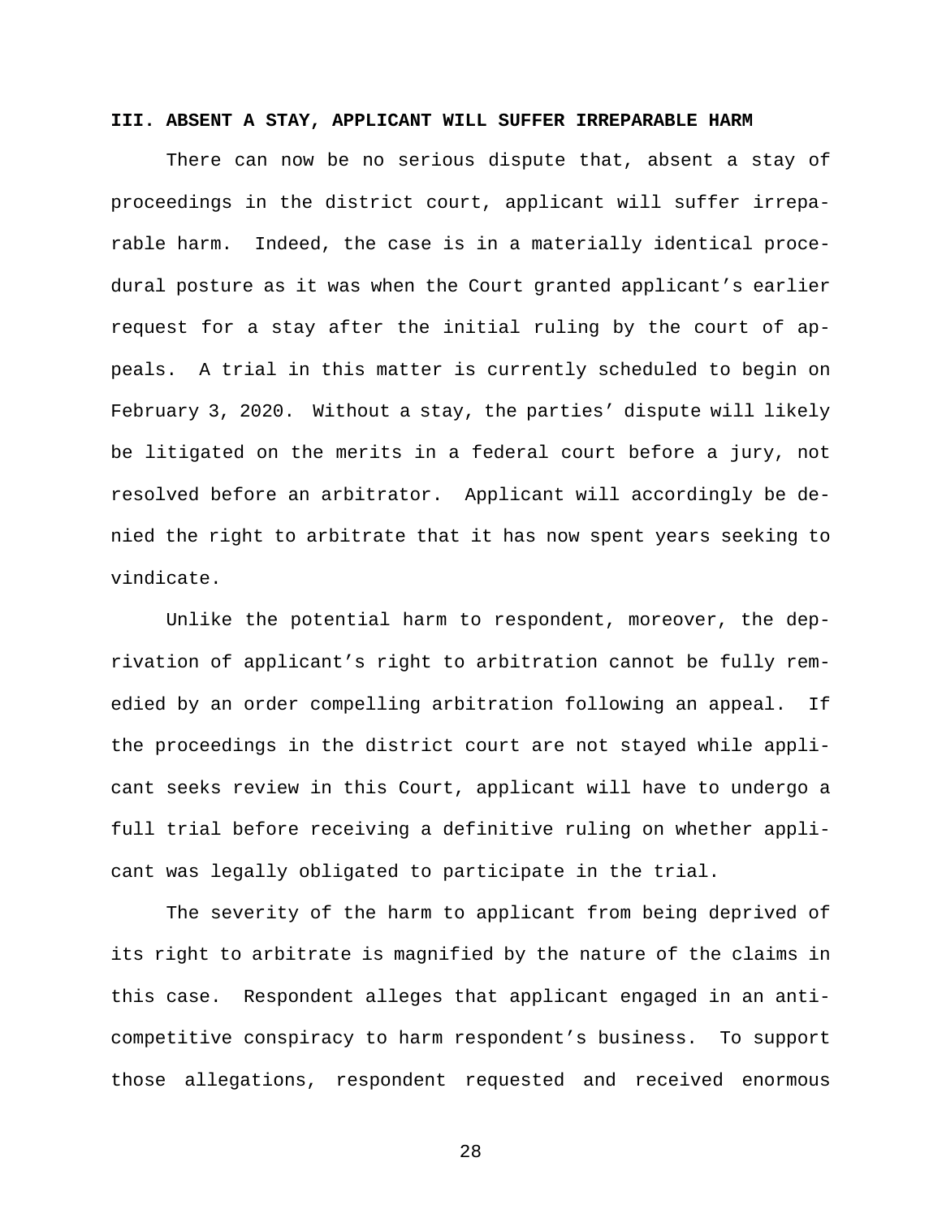### III. ABSENT A STAY, APPLICANT WILL SUFFER IRREPARABLE HARM

There can now be no serious dispute that, absent a stay of proceedings in the district court, applicant will suffer irreparable harm. Indeed, the case is in a materially identical procedural posture as it was when the Court granted applicant's earlier request for a stay after the initial ruling by the court of appeals. A trial in this matter is currently scheduled to begin on February 3, 2020. Without a stay, the parties' dispute will likely be litigated on the merits in a federal court before a jury, not resolved before an arbitrator. Applicant will accordingly be denied the right to arbitrate that it has now spent years seeking to vindicate.

Unlike the potential harm to respondent, moreover, the deprivation of applicant's right to arbitration cannot be fully remedied by an order compelling arbitration following an appeal. If the proceedings in the district court are not stayed while applicant seeks review in this Court, applicant will have to undergo a full trial before receiving a definitive ruling on whether applicant was legally obligated to participate in the trial.

The severity of the harm to applicant from being deprived of its right to arbitrate is magnified by the nature of the claims in this case. Respondent alleges that applicant engaged in an anticompetitive conspiracy to harm respondent's business. To support those allegations, respondent requested and received enormous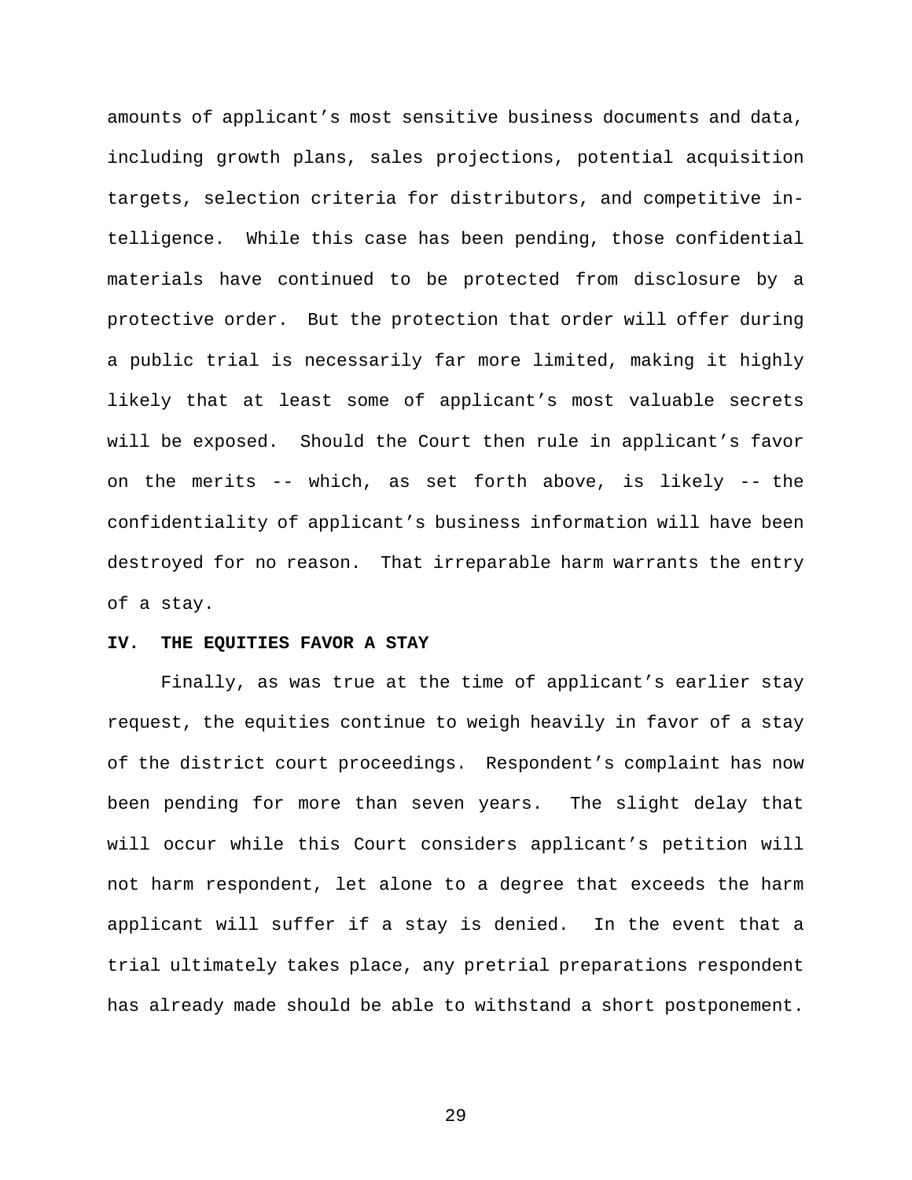amounts of applicant's most sensitive business documents and data, including growth plans, sales projections, potential acquisition targets, selection criteria for distributors, and competitive intelligence. While this case has been pending, those confidential materials have continued to be protected from disclosure by a protective order. But the protection that order will offer during a public trial is necessarily far more limited, making it highly likely that at least some of applicant's most valuable secrets will be exposed. Should the Court then rule in applicant's favor on the merits -- which, as set forth above, is likely -- the confidentiality of applicant's business information will have been destroyed for no reason. That irreparable harm warrants the entry of a stay.

**IV. THE EQUITIES FAVOR A STAY**

Finally, as was true at the time of applicant's earlier stay request, the equities continue to weigh heavily in favor of a stay of the district court proceedings. Respondent's complaint has now been pending for more than seven years. The slight delay that will occur while this Court considers applicant's petition will not harm respondent, let alone to a degree that exceeds the harm applicant will suffer if a stay is denied. In the event that a trial ultimately takes place, any pretrial preparations respondent has already made should be able to withstand a short postponement.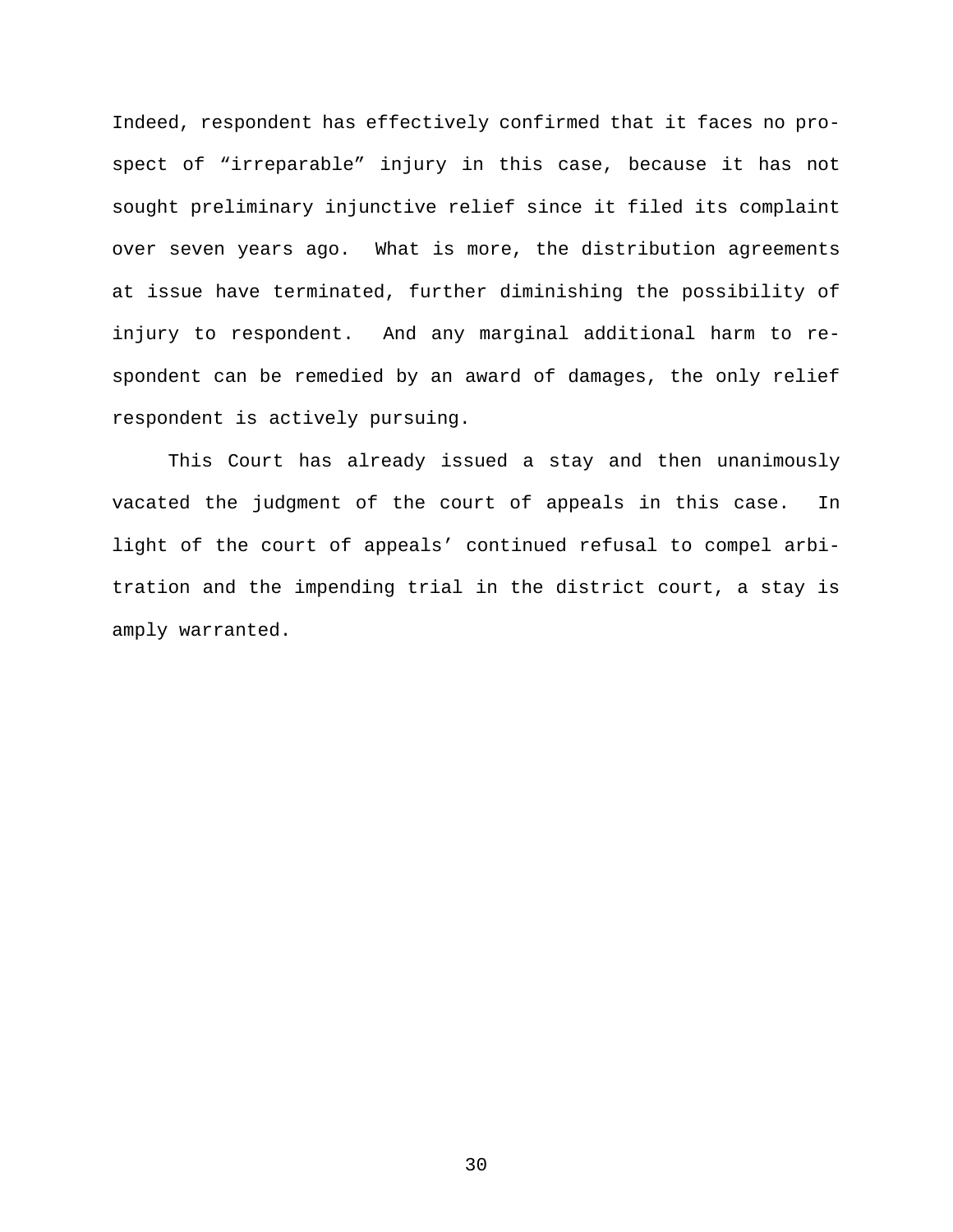Indeed, respondent has effectively confirmed that it faces no prospect of "irreparable" injury in this case, because it has not sought preliminary injunctive relief since it filed its complaint over seven years ago. What is more, the distribution agreements at issue have terminated, further diminishing the possibility of injury to respondent. And any marginal additional harm to respondent can be remedied by an award of damages, the only relief respondent is actively pursuing.

This Court has already issued a stay and then unanimously vacated the judgment of the court of appeals in this case. In light of the court of appeals' continued refusal to compel arbitration and the impending trial in the district court, a stay is amply warranted.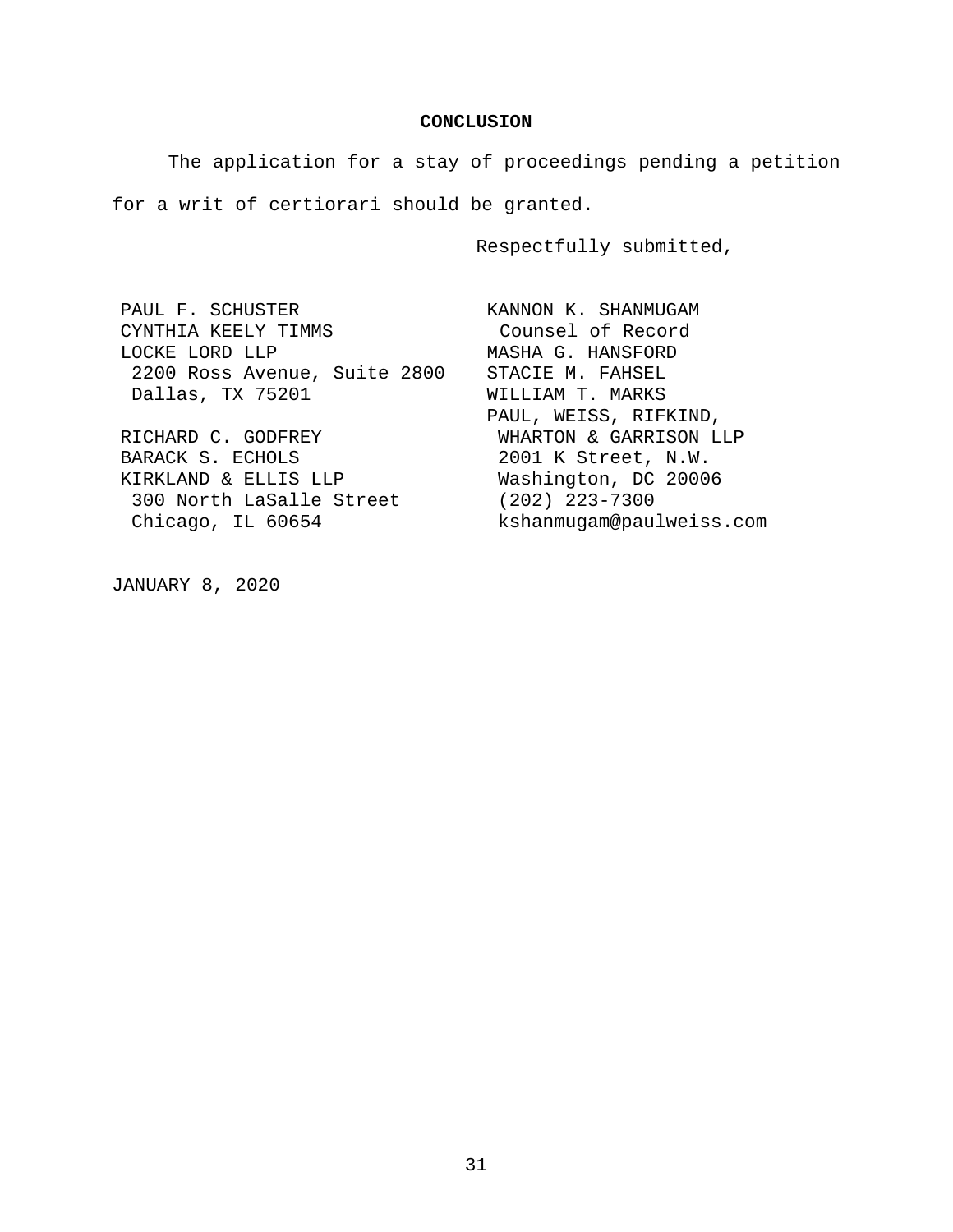## CONCLUSION

The application for a stay of proceedings pending a petition for a writ of certiorari should be granted.

Respectfully submitted,

KANNON K. SHANMUGAM
Counsel of Record
MASHA G. HANSFORD
STACIE M. FAHSEL
WILLIAM T. MARKS
PAUL, WEISS, RIFKIND,
WHARTON & GARRISON LLP
2001 K Street, N.W.
Washington, DC 20006
(202) 223-7300
kshanmugam@paulweiss.com

PAUL F. SCHUSTER
CYNTHIA KEELY TIMMS
LOCKE LORD LLP
2200 Ross Avenue, Suite 2800
Dallas, TX 75201

RICHARD C. GODFREY
BARACK S. ECHOLS
KIRKLAND & ELLIS LLP
300 North LaSalle Street
Chicago, IL 60654

JANUARY 8, 2020